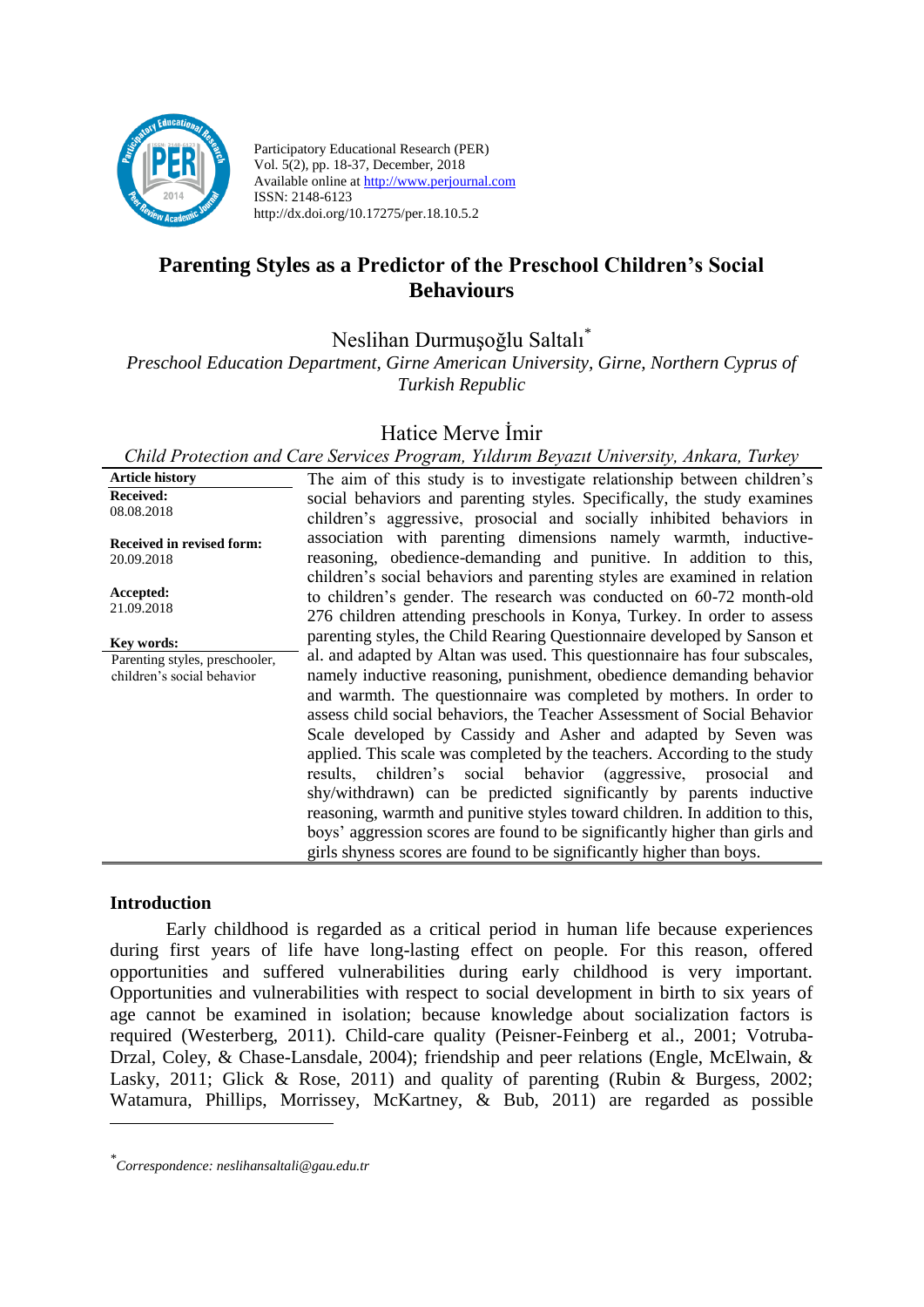Participatory Educational Research (PER)
Vol. 5(2), pp. 18-37, December, 2018
Available online at http://www.perjournal.com
ISSN: 2148-6123
http://dx.doi.org/10.17275/per.18.10.5.2

# Parenting Styles as a Predictor of the Preschool Children's Social Behaviours

Neslihan Durmuşoğlu Saltalı*

*Preschool Education Department, Girne American University, Girne, Northern Cyprus of Turkish Republic*

Hatice Merve İmir

*Child Protection and Care Services Program, Yıldırım Beyazıt University, Ankara, Turkey*

**Article history**
**Received:** 08.08.2018
**Received in revised form:** 20.09.2018
**Accepted:** 21.09.2018

**Key words:**
Parenting styles, preschooler, children's social behavior

The aim of this study is to investigate relationship between children's social behaviors and parenting styles. Specifically, the study examines children's aggressive, prosocial and socially inhibited behaviors in association with parenting dimensions namely warmth, inductive-reasoning, obedience-demanding and punitive. In addition to this, children's social behaviors and parenting styles are examined in relation to children's gender. The research was conducted on 60-72 month-old 276 children attending preschools in Konya, Turkey. In order to assess parenting styles, the Child Rearing Questionnaire developed by Sanson et al. and adapted by Altan was used. This questionnaire has four subscales, namely inductive reasoning, punishment, obedience demanding behavior and warmth. The questionnaire was completed by mothers. In order to assess child social behaviors, the Teacher Assessment of Social Behavior Scale developed by Cassidy and Asher and adapted by Seven was applied. This scale was completed by the teachers. According to the study results, children's social behavior (aggressive, prosocial and shy/withdrawn) can be predicted significantly by parents inductive reasoning, warmth and punitive styles toward children. In addition to this, boys' aggression scores are found to be significantly higher than girls and girls shyness scores are found to be significantly higher than boys.

## Introduction

Early childhood is regarded as a critical period in human life because experiences during first years of life have long-lasting effect on people. For this reason, offered opportunities and suffered vulnerabilities during early childhood is very important. Opportunities and vulnerabilities with respect to social development in birth to six years of age cannot be examined in isolation; because knowledge about socialization factors is required (Westerberg, 2011). Child-care quality (Peisner-Feinberg et al., 2001; Votruba-Drzal, Coley, & Chase-Lansdale, 2004); friendship and peer relations (Engle, McElwain, & Lasky, 2011; Glick & Rose, 2011) and quality of parenting (Rubin & Burgess, 2002; Watamura, Phillips, Morrissey, McKartney, & Bub, 2011) are regarded as possible

---

*Correspondence: neslihansaltali@gau.edu.tr*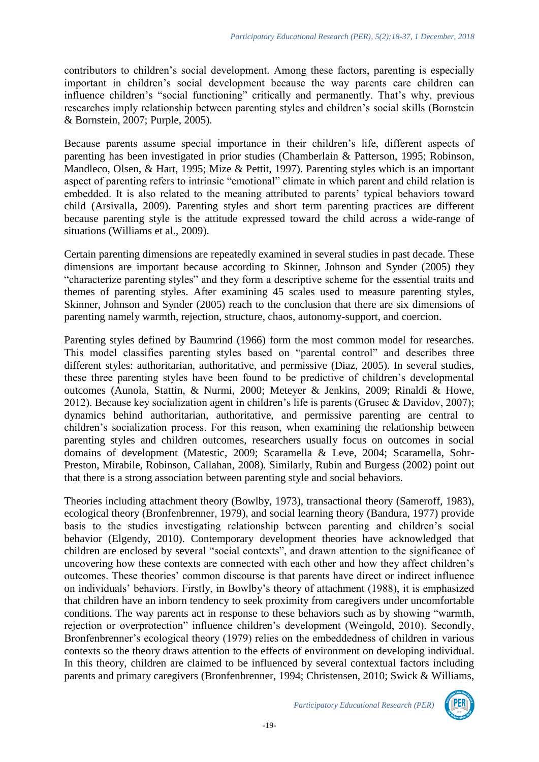contributors to children's social development. Among these factors, parenting is especially important in children's social development because the way parents care children can influence children's "social functioning" critically and permanently. That's why, previous researches imply relationship between parenting styles and children's social skills (Bornstein & Bornstein, 2007; Purple, 2005).

Because parents assume special importance in their children's life, different aspects of parenting has been investigated in prior studies (Chamberlain & Patterson, 1995; Robinson, Mandleco, Olsen, & Hart, 1995; Mize & Pettit, 1997). Parenting styles which is an important aspect of parenting refers to intrinsic "emotional" climate in which parent and child relation is embedded. It is also related to the meaning attributed to parents' typical behaviors toward child (Arsivalla, 2009). Parenting styles and short term parenting practices are different because parenting style is the attitude expressed toward the child across a wide-range of situations (Williams et al., 2009).

Certain parenting dimensions are repeatedly examined in several studies in past decade. These dimensions are important because according to Skinner, Johnson and Synder (2005) they "characterize parenting styles" and they form a descriptive scheme for the essential traits and themes of parenting styles. After examining 45 scales used to measure parenting styles, Skinner, Johnson and Synder (2005) reach to the conclusion that there are six dimensions of parenting namely warmth, rejection, structure, chaos, autonomy-support, and coercion.

Parenting styles defined by Baumrind (1966) form the most common model for researches. This model classifies parenting styles based on "parental control" and describes three different styles: authoritarian, authoritative, and permissive (Diaz, 2005). In several studies, these three parenting styles have been found to be predictive of children's developmental outcomes (Aunola, Stattin, & Nurmi, 2000; Meteyer & Jenkins, 2009; Rinaldi & Howe, 2012). Because key socialization agent in children's life is parents (Grusec & Davidov, 2007); dynamics behind authoritarian, authoritative, and permissive parenting are central to children's socialization process. For this reason, when examining the relationship between parenting styles and children outcomes, researchers usually focus on outcomes in social domains of development (Matestic, 2009; Scaramella & Leve, 2004; Scaramella, Sohr-Preston, Mirabile, Robinson, Callahan, 2008). Similarly, Rubin and Burgess (2002) point out that there is a strong association between parenting style and social behaviors.

Theories including attachment theory (Bowlby, 1973), transactional theory (Sameroff, 1983), ecological theory (Bronfenbrenner, 1979), and social learning theory (Bandura, 1977) provide basis to the studies investigating relationship between parenting and children's social behavior (Elgendy, 2010). Contemporary development theories have acknowledged that children are enclosed by several "social contexts", and drawn attention to the significance of uncovering how these contexts are connected with each other and how they affect children's outcomes. These theories' common discourse is that parents have direct or indirect influence on individuals' behaviors. Firstly, in Bowlby's theory of attachment (1988), it is emphasized that children have an inborn tendency to seek proximity from caregivers under uncomfortable conditions. The way parents act in response to these behaviors such as by showing "warmth, rejection or overprotection" influence children's development (Weingold, 2010). Secondly, Bronfenbrenner's ecological theory (1979) relies on the embeddedness of children in various contexts so the theory draws attention to the effects of environment on developing individual. In this theory, children are claimed to be influenced by several contextual factors including parents and primary caregivers (Bronfenbrenner, 1994; Christensen, 2010; Swick & Williams,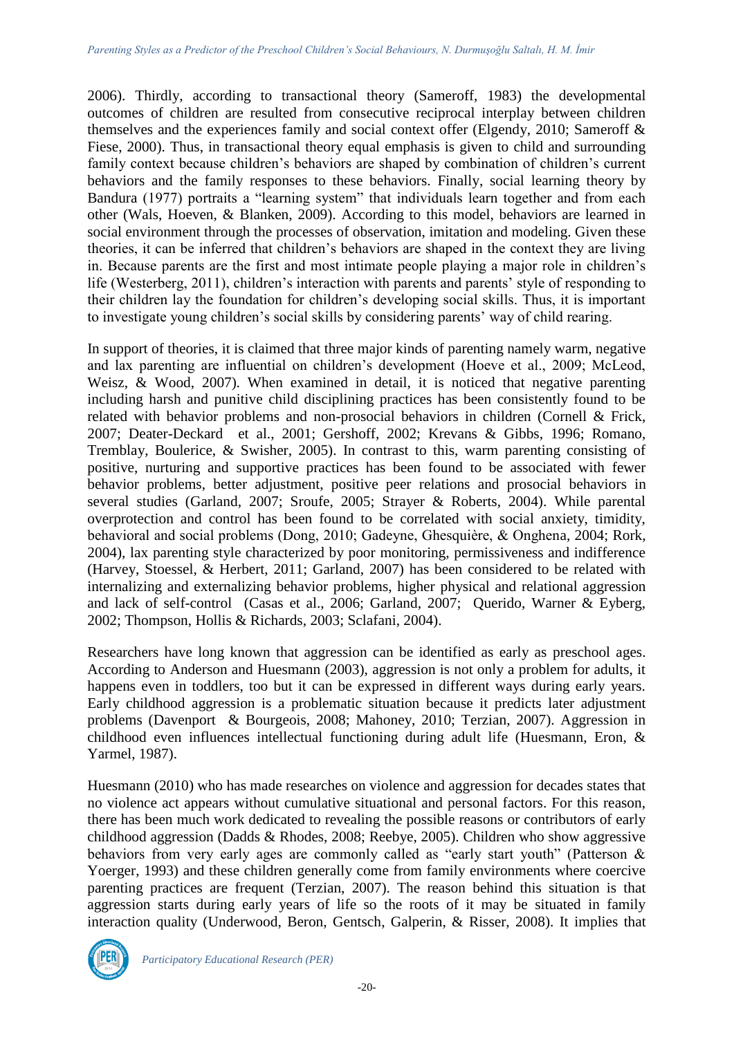2006). Thirdly, according to transactional theory (Sameroff, 1983) the developmental outcomes of children are resulted from consecutive reciprocal interplay between children themselves and the experiences family and social context offer (Elgendy, 2010; Sameroff & Fiese, 2000). Thus, in transactional theory equal emphasis is given to child and surrounding family context because children's behaviors are shaped by combination of children's current behaviors and the family responses to these behaviors. Finally, social learning theory by Bandura (1977) portraits a "learning system" that individuals learn together and from each other (Wals, Hoeven, & Blanken, 2009). According to this model, behaviors are learned in social environment through the processes of observation, imitation and modeling. Given these theories, it can be inferred that children's behaviors are shaped in the context they are living in. Because parents are the first and most intimate people playing a major role in children's life (Westerberg, 2011), children's interaction with parents and parents' style of responding to their children lay the foundation for children's developing social skills. Thus, it is important to investigate young children's social skills by considering parents' way of child rearing.

In support of theories, it is claimed that three major kinds of parenting namely warm, negative and lax parenting are influential on children's development (Hoeve et al., 2009; McLeod, Weisz, & Wood, 2007). When examined in detail, it is noticed that negative parenting including harsh and punitive child disciplining practices has been consistently found to be related with behavior problems and non-prosocial behaviors in children (Cornell & Frick, 2007; Deater-Deckard et al., 2001; Gershoff, 2002; Krevans & Gibbs, 1996; Romano, Tremblay, Boulerice, & Swisher, 2005). In contrast to this, warm parenting consisting of positive, nurturing and supportive practices has been found to be associated with fewer behavior problems, better adjustment, positive peer relations and prosocial behaviors in several studies (Garland, 2007; Sroufe, 2005; Strayer & Roberts, 2004). While parental overprotection and control has been found to be correlated with social anxiety, timidity, behavioral and social problems (Dong, 2010; Gadeyne, Ghesquière, & Onghena, 2004; Rork, 2004), lax parenting style characterized by poor monitoring, permissiveness and indifference (Harvey, Stoessel, & Herbert, 2011; Garland, 2007) has been considered to be related with internalizing and externalizing behavior problems, higher physical and relational aggression and lack of self-control (Casas et al., 2006; Garland, 2007; Querido, Warner & Eyberg, 2002; Thompson, Hollis & Richards, 2003; Sclafani, 2004).

Researchers have long known that aggression can be identified as early as preschool ages. According to Anderson and Huesmann (2003), aggression is not only a problem for adults, it happens even in toddlers, too but it can be expressed in different ways during early years. Early childhood aggression is a problematic situation because it predicts later adjustment problems (Davenport & Bourgeois, 2008; Mahoney, 2010; Terzian, 2007). Aggression in childhood even influences intellectual functioning during adult life (Huesmann, Eron, & Yarmel, 1987).

Huesmann (2010) who has made researches on violence and aggression for decades states that no violence act appears without cumulative situational and personal factors. For this reason, there has been much work dedicated to revealing the possible reasons or contributors of early childhood aggression (Dadds & Rhodes, 2008; Reebye, 2005). Children who show aggressive behaviors from very early ages are commonly called as "early start youth" (Patterson & Yoerger, 1993) and these children generally come from family environments where coercive parenting practices are frequent (Terzian, 2007). The reason behind this situation is that aggression starts during early years of life so the roots of it may be situated in family interaction quality (Underwood, Beron, Gentsch, Galperin, & Risser, 2008). It implies that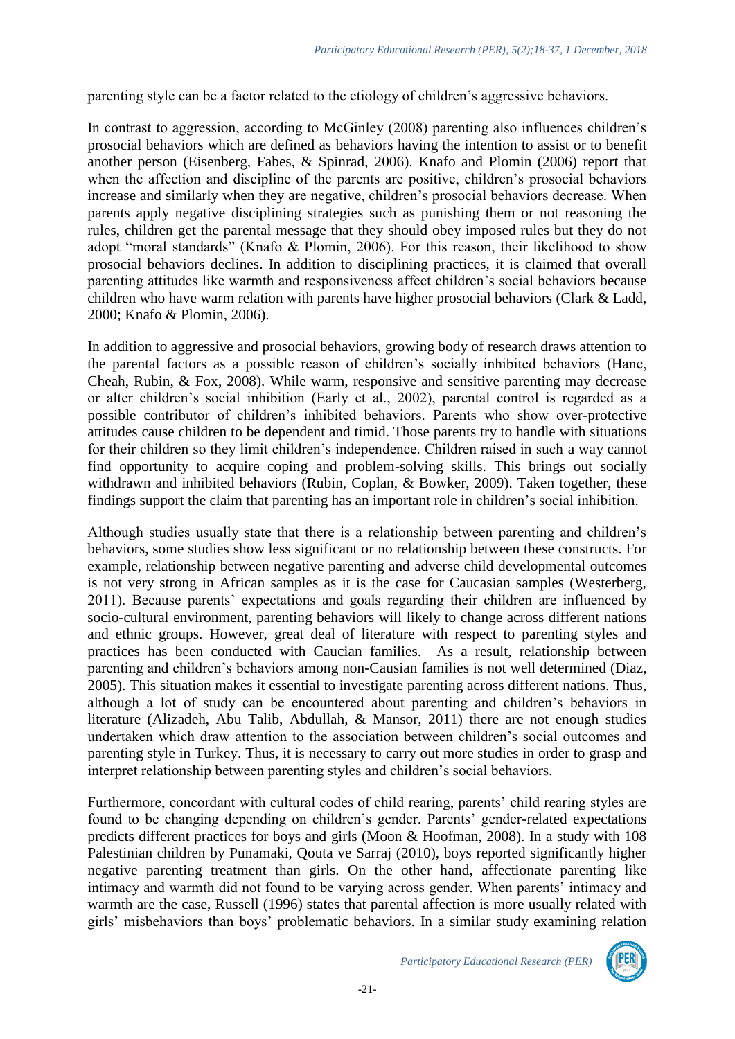parenting style can be a factor related to the etiology of children's aggressive behaviors.

In contrast to aggression, according to McGinley (2008) parenting also influences children's prosocial behaviors which are defined as behaviors having the intention to assist or to benefit another person (Eisenberg, Fabes, & Spinrad, 2006). Knafo and Plomin (2006) report that when the affection and discipline of the parents are positive, children's prosocial behaviors increase and similarly when they are negative, children's prosocial behaviors decrease. When parents apply negative disciplining strategies such as punishing them or not reasoning the rules, children get the parental message that they should obey imposed rules but they do not adopt "moral standards" (Knafo & Plomin, 2006). For this reason, their likelihood to show prosocial behaviors declines. In addition to disciplining practices, it is claimed that overall parenting attitudes like warmth and responsiveness affect children's social behaviors because children who have warm relation with parents have higher prosocial behaviors (Clark & Ladd, 2000; Knafo & Plomin, 2006).

In addition to aggressive and prosocial behaviors, growing body of research draws attention to the parental factors as a possible reason of children's socially inhibited behaviors (Hane, Cheah, Rubin, & Fox, 2008). While warm, responsive and sensitive parenting may decrease or alter children's social inhibition (Early et al., 2002), parental control is regarded as a possible contributor of children's inhibited behaviors. Parents who show over-protective attitudes cause children to be dependent and timid. Those parents try to handle with situations for their children so they limit children's independence. Children raised in such a way cannot find opportunity to acquire coping and problem-solving skills. This brings out socially withdrawn and inhibited behaviors (Rubin, Coplan, & Bowker, 2009). Taken together, these findings support the claim that parenting has an important role in children's social inhibition.

Although studies usually state that there is a relationship between parenting and children's behaviors, some studies show less significant or no relationship between these constructs. For example, relationship between negative parenting and adverse child developmental outcomes is not very strong in African samples as it is the case for Caucasian samples (Westerberg, 2011). Because parents' expectations and goals regarding their children are influenced by socio-cultural environment, parenting behaviors will likely to change across different nations and ethnic groups. However, great deal of literature with respect to parenting styles and practices has been conducted with Caucian families. As a result, relationship between parenting and children's behaviors among non-Causian families is not well determined (Diaz, 2005). This situation makes it essential to investigate parenting across different nations. Thus, although a lot of study can be encountered about parenting and children's behaviors in literature (Alizadeh, Abu Talib, Abdullah, & Mansor, 2011) there are not enough studies undertaken which draw attention to the association between children's social outcomes and parenting style in Turkey. Thus, it is necessary to carry out more studies in order to grasp and interpret relationship between parenting styles and children's social behaviors.

Furthermore, concordant with cultural codes of child rearing, parents' child rearing styles are found to be changing depending on children's gender. Parents' gender-related expectations predicts different practices for boys and girls (Moon & Hoofman, 2008). In a study with 108 Palestinian children by Punamaki, Qouta ve Sarraj (2010), boys reported significantly higher negative parenting treatment than girls. On the other hand, affectionate parenting like intimacy and warmth did not found to be varying across gender. When parents' intimacy and warmth are the case, Russell (1996) states that parental affection is more usually related with girls' misbehaviors than boys' problematic behaviors. In a similar study examining relation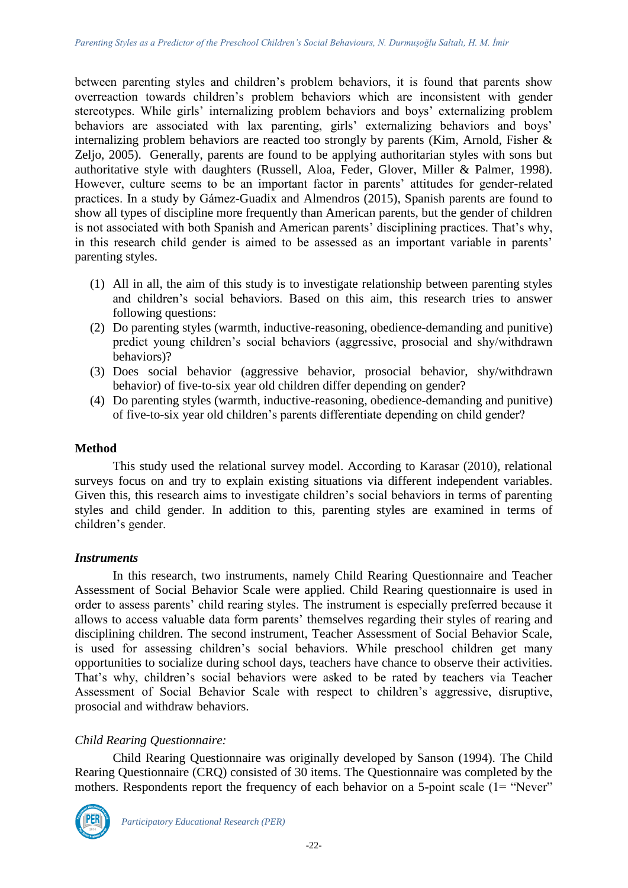between parenting styles and children's problem behaviors, it is found that parents show overreaction towards children's problem behaviors which are inconsistent with gender stereotypes. While girls' internalizing problem behaviors and boys' externalizing problem behaviors are associated with lax parenting, girls' externalizing behaviors and boys' internalizing problem behaviors are reacted too strongly by parents (Kim, Arnold, Fisher & Zeljo, 2005). Generally, parents are found to be applying authoritarian styles with sons but authoritative style with daughters (Russell, Aloa, Feder, Glover, Miller & Palmer, 1998). However, culture seems to be an important factor in parents' attitudes for gender-related practices. In a study by Gámez-Guadix and Almendros (2015), Spanish parents are found to show all types of discipline more frequently than American parents, but the gender of children is not associated with both Spanish and American parents' disciplining practices. That's why, in this research child gender is aimed to be assessed as an important variable in parents' parenting styles.

(1) All in all, the aim of this study is to investigate relationship between parenting styles and children's social behaviors. Based on this aim, this research tries to answer following questions:
(2) Do parenting styles (warmth, inductive-reasoning, obedience-demanding and punitive) predict young children's social behaviors (aggressive, prosocial and shy/withdrawn behaviors)?
(3) Does social behavior (aggressive behavior, prosocial behavior, shy/withdrawn behavior) of five-to-six year old children differ depending on gender?
(4) Do parenting styles (warmth, inductive-reasoning, obedience-demanding and punitive) of five-to-six year old children's parents differentiate depending on child gender?

## Method

This study used the relational survey model. According to Karasar (2010), relational surveys focus on and try to explain existing situations via different independent variables. Given this, this research aims to investigate children's social behaviors in terms of parenting styles and child gender. In addition to this, parenting styles are examined in terms of children's gender.

### *Instruments*

In this research, two instruments, namely Child Rearing Questionnaire and Teacher Assessment of Social Behavior Scale were applied. Child Rearing questionnaire is used in order to assess parents' child rearing styles. The instrument is especially preferred because it allows to access valuable data form parents' themselves regarding their styles of rearing and disciplining children. The second instrument, Teacher Assessment of Social Behavior Scale, is used for assessing children's social behaviors. While preschool children get many opportunities to socialize during school days, teachers have chance to observe their activities. That's why, children's social behaviors were asked to be rated by teachers via Teacher Assessment of Social Behavior Scale with respect to children's aggressive, disruptive, prosocial and withdraw behaviors.

#### *Child Rearing Questionnaire:*

Child Rearing Questionnaire was originally developed by Sanson (1994). The Child Rearing Questionnaire (CRQ) consisted of 30 items. The Questionnaire was completed by the mothers. Respondents report the frequency of each behavior on a 5-point scale (1= "Never"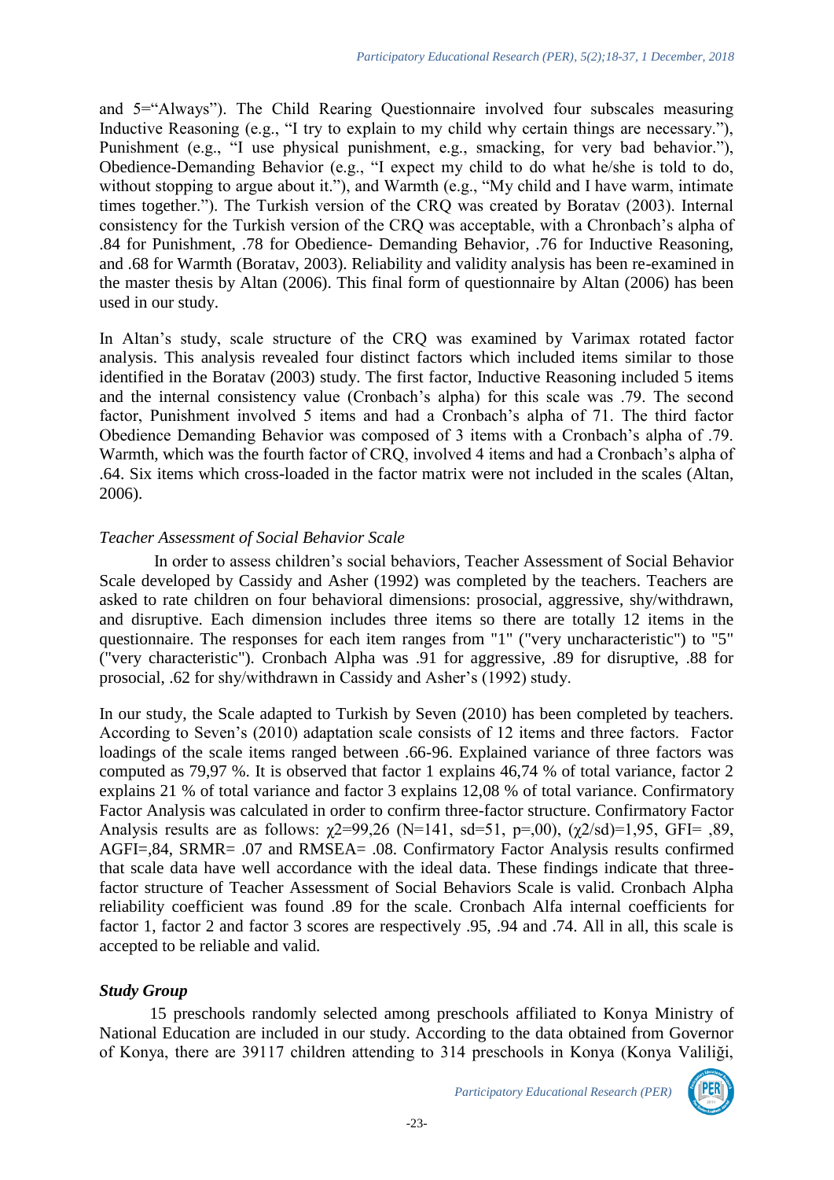and 5="Always"). The Child Rearing Questionnaire involved four subscales measuring Inductive Reasoning (e.g., "I try to explain to my child why certain things are necessary."), Punishment (e.g., "I use physical punishment, e.g., smacking, for very bad behavior."), Obedience-Demanding Behavior (e.g., "I expect my child to do what he/she is told to do, without stopping to argue about it."), and Warmth (e.g., "My child and I have warm, intimate times together."). The Turkish version of the CRQ was created by Boratav (2003). Internal consistency for the Turkish version of the CRQ was acceptable, with a Chronbach's alpha of .84 for Punishment, .78 for Obedience- Demanding Behavior, .76 for Inductive Reasoning, and .68 for Warmth (Boratav, 2003). Reliability and validity analysis has been re-examined in the master thesis by Altan (2006). This final form of questionnaire by Altan (2006) has been used in our study.

In Altan's study, scale structure of the CRQ was examined by Varimax rotated factor analysis. This analysis revealed four distinct factors which included items similar to those identified in the Boratav (2003) study. The first factor, Inductive Reasoning included 5 items and the internal consistency value (Cronbach's alpha) for this scale was .79. The second factor, Punishment involved 5 items and had a Cronbach's alpha of 71. The third factor Obedience Demanding Behavior was composed of 3 items with a Cronbach's alpha of .79. Warmth, which was the fourth factor of CRQ, involved 4 items and had a Cronbach's alpha of .64. Six items which cross-loaded in the factor matrix were not included in the scales (Altan, 2006).

*Teacher Assessment of Social Behavior Scale*

In order to assess children's social behaviors, Teacher Assessment of Social Behavior Scale developed by Cassidy and Asher (1992) was completed by the teachers. Teachers are asked to rate children on four behavioral dimensions: prosocial, aggressive, shy/withdrawn, and disruptive. Each dimension includes three items so there are totally 12 items in the questionnaire. The responses for each item ranges from "1" ("very uncharacteristic") to "5" ("very characteristic"). Cronbach Alpha was .91 for aggressive, .89 for disruptive, .88 for prosocial, .62 for shy/withdrawn in Cassidy and Asher's (1992) study.

In our study, the Scale adapted to Turkish by Seven (2010) has been completed by teachers. According to Seven's (2010) adaptation scale consists of 12 items and three factors. Factor loadings of the scale items ranged between .66-96. Explained variance of three factors was computed as 79,97 %. It is observed that factor 1 explains 46,74 % of total variance, factor 2 explains 21 % of total variance and factor 3 explains 12,08 % of total variance. Confirmatory Factor Analysis was calculated in order to confirm three-factor structure. Confirmatory Factor Analysis results are as follows: $\chi 2$=99,26 (N=141, sd=51, p=,00), ($\chi 2$/sd)=1,95, GFI= ,89, AGFI=,84, SRMR= .07 and RMSEA= .08. Confirmatory Factor Analysis results confirmed that scale data have well accordance with the ideal data. These findings indicate that three-factor structure of Teacher Assessment of Social Behaviors Scale is valid. Cronbach Alpha reliability coefficient was found .89 for the scale. Cronbach Alfa internal coefficients for factor 1, factor 2 and factor 3 scores are respectively .95, .94 and .74. All in all, this scale is accepted to be reliable and valid.

***Study Group***

15 preschools randomly selected among preschools affiliated to Konya Ministry of National Education are included in our study. According to the data obtained from Governor of Konya, there are 39117 children attending to 314 preschools in Konya (Konya Valiliği,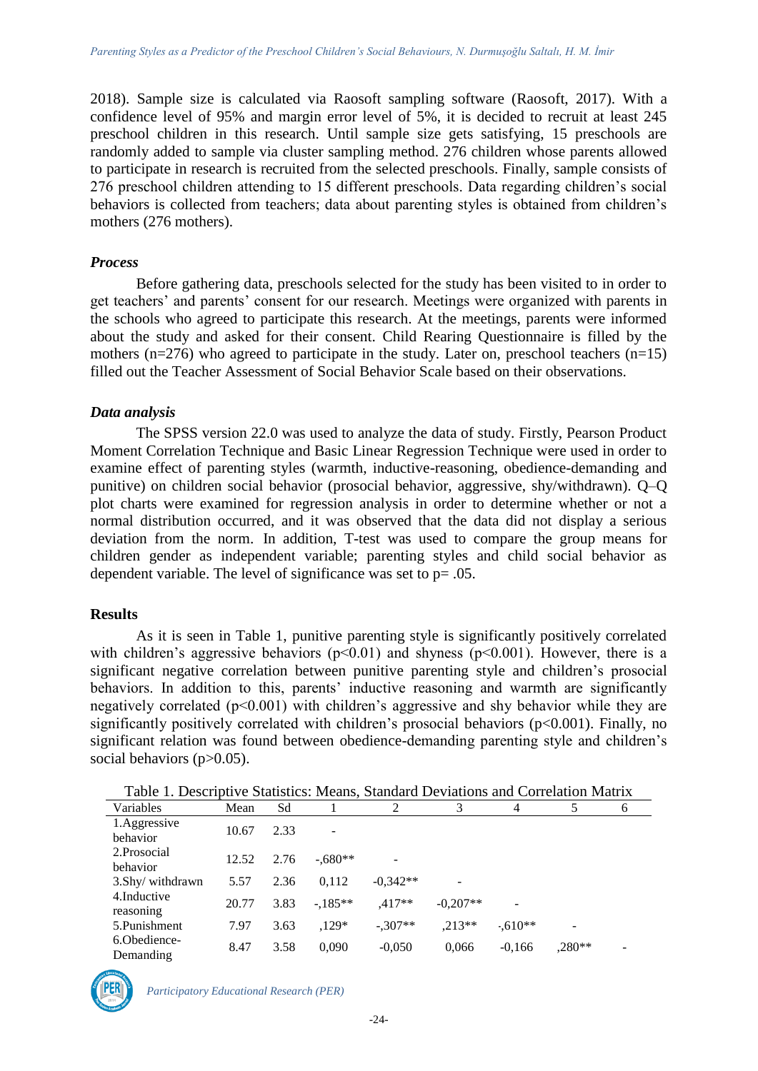2018). Sample size is calculated via Raosoft sampling software (Raosoft, 2017). With a confidence level of 95% and margin error level of 5%, it is decided to recruit at least 245 preschool children in this research. Until sample size gets satisfying, 15 preschools are randomly added to sample via cluster sampling method. 276 children whose parents allowed to participate in research is recruited from the selected preschools. Finally, sample consists of 276 preschool children attending to 15 different preschools. Data regarding children's social behaviors is collected from teachers; data about parenting styles is obtained from children's mothers (276 mothers).

### *Process*

Before gathering data, preschools selected for the study has been visited to in order to get teachers' and parents' consent for our research. Meetings were organized with parents in the schools who agreed to participate this research. At the meetings, parents were informed about the study and asked for their consent. Child Rearing Questionnaire is filled by the mothers (n=276) who agreed to participate in the study. Later on, preschool teachers (n=15) filled out the Teacher Assessment of Social Behavior Scale based on their observations.

### *Data analysis*

The SPSS version 22.0 was used to analyze the data of study. Firstly, Pearson Product Moment Correlation Technique and Basic Linear Regression Technique were used in order to examine effect of parenting styles (warmth, inductive-reasoning, obedience-demanding and punitive) on children social behavior (prosocial behavior, aggressive, shy/withdrawn). Q–Q plot charts were examined for regression analysis in order to determine whether or not a normal distribution occurred, and it was observed that the data did not display a serious deviation from the norm. In addition, T-test was used to compare the group means for children gender as independent variable; parenting styles and child social behavior as dependent variable. The level of significance was set to p= .05.

## Results

As it is seen in Table 1, punitive parenting style is significantly positively correlated with children's aggressive behaviors ($p<0.01$) and shyness ($p<0.001$). However, there is a significant negative correlation between punitive parenting style and children's prosocial behaviors. In addition to this, parents' inductive reasoning and warmth are significantly negatively correlated ($p<0.001$) with children's aggressive and shy behavior while they are significantly positively correlated with children's prosocial behaviors ($p<0.001$). Finally, no significant relation was found between obedience-demanding parenting style and children's social behaviors ($p>0.05$).

Table 1. Descriptive Statistics: Means, Standard Deviations and Correlation Matrix

| Variables | Mean | Sd | 1 | 2 | 3 | 4 | 5 | 6 |
|---|---|---|---|---|---|---|---|---|
| 1.Aggressive behavior | 10.67 | 2.33 | - | | | | | |
| 2.Prosocial behavior | 12.52 | 2.76 | -,680** | - | | | | |
| 3.Shy/ withdrawn | 5.57 | 2.36 | 0,112 | -0,342** | - | | | |
| 4.Inductive reasoning | 20.77 | 3.83 | -,185** | ,417** | -0,207** | - | | |
| 5.Punishment | 7.97 | 3.63 | ,129* | -,307** | ,213** | -,610** | - | |
| 6.Obedience-Demanding | 8.47 | 3.58 | 0,090 | -0,050 | 0,066 | -0,166 | ,280** | - |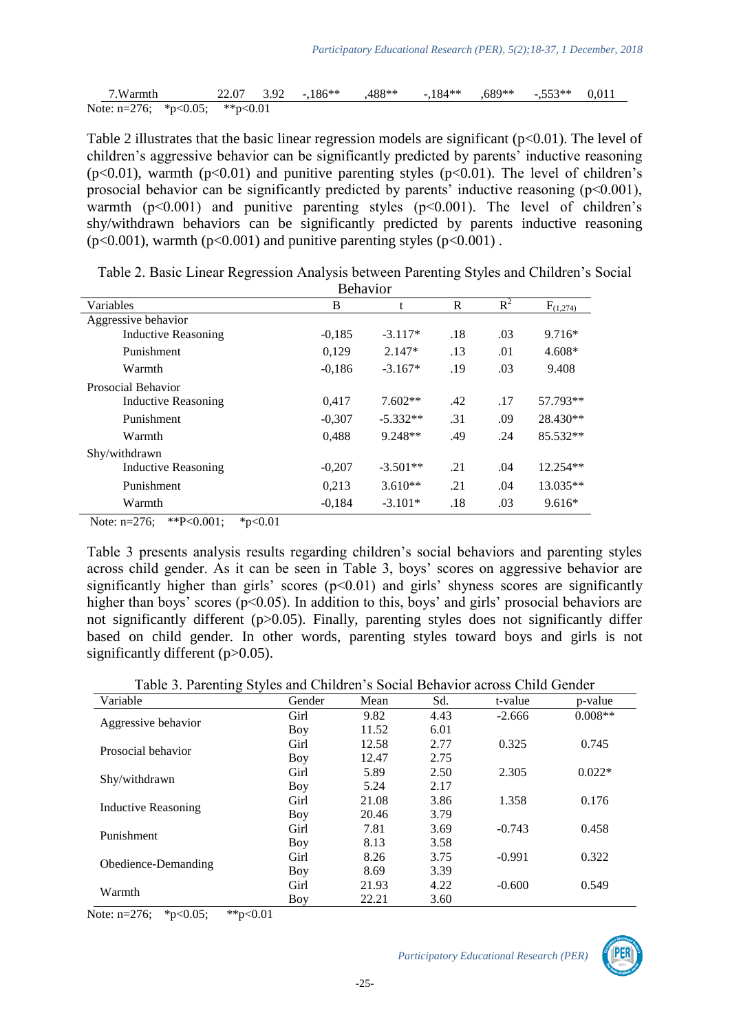| 7.Warmth | 22.07 | 3.92 | -,186** | ,488** | -,184** | ,689** | -,553** | 0,011 |
|---|---|---|---|---|---|---|---|---|

Note: n=276; *p<0.05; **p<0.01

Table 2 illustrates that the basic linear regression models are significant ($p<0.01$). The level of children's aggressive behavior can be significantly predicted by parents' inductive reasoning ($p<0.01$), warmth ($p<0.01$) and punitive parenting styles ($p<0.01$). The level of children's prosocial behavior can be significantly predicted by parents' inductive reasoning ($p<0.001$), warmth ($p<0.001$) and punitive parenting styles ($p<0.001$). The level of children's shy/withdrawn behaviors can be significantly predicted by parents inductive reasoning ($p<0.001$), warmth ($p<0.001$) and punitive parenting styles ($p<0.001$) .

Table 2. Basic Linear Regression Analysis between Parenting Styles and Children's Social Behavior

| Variables | B | t | R | $R^2$ | $F_{(1,274)}$ |
|---|---|---|---|---|---|
| Aggressive behavior | | | | | |
| Inductive Reasoning | -0,185 | -3.117* | .18 | .03 | 9.716* |
| Punishment | 0,129 | 2.147* | .13 | .01 | 4.608* |
| Warmth | -0,186 | -3.167* | .19 | .03 | 9.408 |
| Prosocial Behavior | | | | | |
| Inductive Reasoning | 0,417 | 7.602** | .42 | .17 | 57.793** |
| Punishment | -0,307 | -5.332** | .31 | .09 | 28.430** |
| Warmth | 0,488 | 9.248** | .49 | .24 | 85.532** |
| Shy/withdrawn | | | | | |
| Inductive Reasoning | -0,207 | -3.501** | .21 | .04 | 12.254** |
| Punishment | 0,213 | 3.610** | .21 | .04 | 13.035** |
| Warmth | -0,184 | -3.101* | .18 | .03 | 9.616* |

Note: n=276; **P<0.001; *p<0.01

Table 3 presents analysis results regarding children's social behaviors and parenting styles across child gender. As it can be seen in Table 3, boys' scores on aggressive behavior are significantly higher than girls' scores ($p<0.01$) and girls' shyness scores are significantly higher than boys' scores ($p<0.05$). In addition to this, boys' and girls' prosocial behaviors are not significantly different ($p>0.05$). Finally, parenting styles does not significantly differ based on child gender. In other words, parenting styles toward boys and girls is not significantly different ($p>0.05$).

Table 3. Parenting Styles and Children's Social Behavior across Child Gender

| Variable | Gender | Mean | Sd. | t-value | p-value |
|---|---|---|---|---|---|
| Aggressive behavior | Girl | 9.82 | 4.43 | -2.666 | 0.008** |
| | Boy | 11.52 | 6.01 | | |
| Prosocial behavior | Girl | 12.58 | 2.77 | 0.325 | 0.745 |
| | Boy | 12.47 | 2.75 | | |
| Shy/withdrawn | Girl | 5.89 | 2.50 | 2.305 | 0.022* |
| | Boy | 5.24 | 2.17 | | |
| Inductive Reasoning | Girl | 21.08 | 3.86 | 1.358 | 0.176 |
| | Boy | 20.46 | 3.79 | | |
| Punishment | Girl | 7.81 | 3.69 | -0.743 | 0.458 |
| | Boy | 8.13 | 3.58 | | |
| Obedience-Demanding | Girl | 8.26 | 3.75 | -0.991 | 0.322 |
| | Boy | 8.69 | 3.39 | | |
| Warmth | Girl | 21.93 | 4.22 | -0.600 | 0.549 |
| | Boy | 22.21 | 3.60 | | |

Note: n=276; *p<0.05; **p<0.01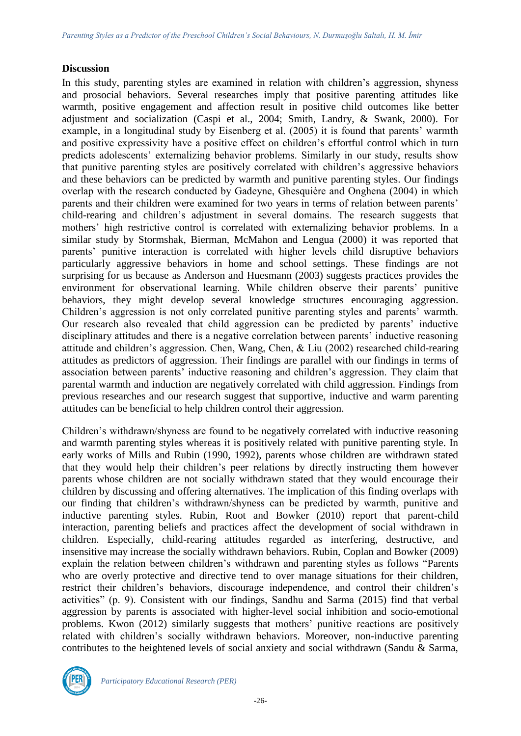## Discussion

In this study, parenting styles are examined in relation with children's aggression, shyness and prosocial behaviors. Several researches imply that positive parenting attitudes like warmth, positive engagement and affection result in positive child outcomes like better adjustment and socialization (Caspi et al., 2004; Smith, Landry, & Swank, 2000). For example, in a longitudinal study by Eisenberg et al. (2005) it is found that parents' warmth and positive expressivity have a positive effect on children's effortful control which in turn predicts adolescents' externalizing behavior problems. Similarly in our study, results show that punitive parenting styles are positively correlated with children's aggressive behaviors and these behaviors can be predicted by warmth and punitive parenting styles. Our findings overlap with the research conducted by Gadeyne, Ghesquière and Onghena (2004) in which parents and their children were examined for two years in terms of relation between parents' child-rearing and children's adjustment in several domains. The research suggests that mothers' high restrictive control is correlated with externalizing behavior problems. In a similar study by Stormshak, Bierman, McMahon and Lengua (2000) it was reported that parents' punitive interaction is correlated with higher levels child disruptive behaviors particularly aggressive behaviors in home and school settings. These findings are not surprising for us because as Anderson and Huesmann (2003) suggests practices provides the environment for observational learning. While children observe their parents' punitive behaviors, they might develop several knowledge structures encouraging aggression. Children's aggression is not only correlated punitive parenting styles and parents' warmth. Our research also revealed that child aggression can be predicted by parents' inductive disciplinary attitudes and there is a negative correlation between parents' inductive reasoning attitude and children's aggression. Chen, Wang, Chen, & Liu (2002) researched child-rearing attitudes as predictors of aggression. Their findings are parallel with our findings in terms of association between parents' inductive reasoning and children's aggression. They claim that parental warmth and induction are negatively correlated with child aggression. Findings from previous researches and our research suggest that supportive, inductive and warm parenting attitudes can be beneficial to help children control their aggression.

Children's withdrawn/shyness are found to be negatively correlated with inductive reasoning and warmth parenting styles whereas it is positively related with punitive parenting style. In early works of Mills and Rubin (1990, 1992), parents whose children are withdrawn stated that they would help their children's peer relations by directly instructing them however parents whose children are not socially withdrawn stated that they would encourage their children by discussing and offering alternatives. The implication of this finding overlaps with our finding that children's withdrawn/shyness can be predicted by warmth, punitive and inductive parenting styles. Rubin, Root and Bowker (2010) report that parent-child interaction, parenting beliefs and practices affect the development of social withdrawn in children. Especially, child-rearing attitudes regarded as interfering, destructive, and insensitive may increase the socially withdrawn behaviors. Rubin, Coplan and Bowker (2009) explain the relation between children's withdrawn and parenting styles as follows "Parents who are overly protective and directive tend to over manage situations for their children, restrict their children's behaviors, discourage independence, and control their children's activities" (p. 9). Consistent with our findings, Sandhu and Sarma (2015) find that verbal aggression by parents is associated with higher-level social inhibition and socio-emotional problems. Kwon (2012) similarly suggests that mothers' punitive reactions are positively related with children's socially withdrawn behaviors. Moreover, non-inductive parenting contributes to the heightened levels of social anxiety and social withdrawn (Sandu & Sarma,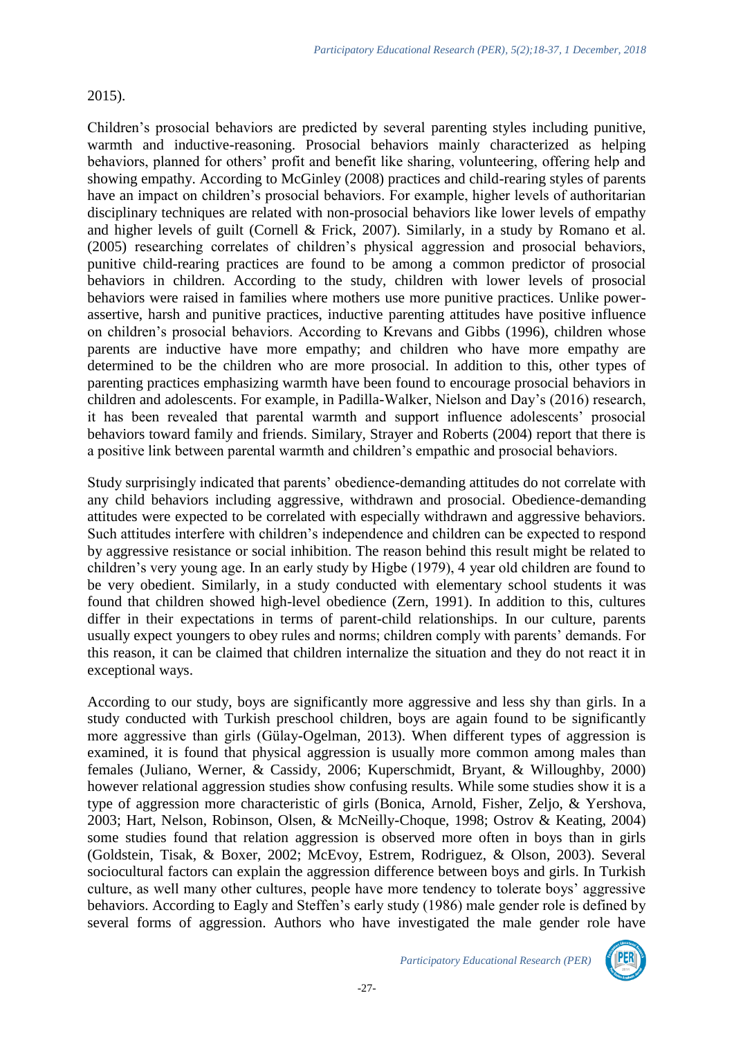2015).

Children's prosocial behaviors are predicted by several parenting styles including punitive, warmth and inductive-reasoning. Prosocial behaviors mainly characterized as helping behaviors, planned for others' profit and benefit like sharing, volunteering, offering help and showing empathy. According to McGinley (2008) practices and child-rearing styles of parents have an impact on children's prosocial behaviors. For example, higher levels of authoritarian disciplinary techniques are related with non-prosocial behaviors like lower levels of empathy and higher levels of guilt (Cornell & Frick, 2007). Similarly, in a study by Romano et al. (2005) researching correlates of children's physical aggression and prosocial behaviors, punitive child-rearing practices are found to be among a common predictor of prosocial behaviors in children. According to the study, children with lower levels of prosocial behaviors were raised in families where mothers use more punitive practices. Unlike power-assertive, harsh and punitive practices, inductive parenting attitudes have positive influence on children's prosocial behaviors. According to Krevans and Gibbs (1996), children whose parents are inductive have more empathy; and children who have more empathy are determined to be the children who are more prosocial. In addition to this, other types of parenting practices emphasizing warmth have been found to encourage prosocial behaviors in children and adolescents. For example, in Padilla-Walker, Nielson and Day's (2016) research, it has been revealed that parental warmth and support influence adolescents' prosocial behaviors toward family and friends. Similary, Strayer and Roberts (2004) report that there is a positive link between parental warmth and children's empathic and prosocial behaviors.

Study surprisingly indicated that parents' obedience-demanding attitudes do not correlate with any child behaviors including aggressive, withdrawn and prosocial. Obedience-demanding attitudes were expected to be correlated with especially withdrawn and aggressive behaviors. Such attitudes interfere with children's independence and children can be expected to respond by aggressive resistance or social inhibition. The reason behind this result might be related to children's very young age. In an early study by Higbe (1979), 4 year old children are found to be very obedient. Similarly, in a study conducted with elementary school students it was found that children showed high-level obedience (Zern, 1991). In addition to this, cultures differ in their expectations in terms of parent-child relationships. In our culture, parents usually expect youngers to obey rules and norms; children comply with parents' demands. For this reason, it can be claimed that children internalize the situation and they do not react it in exceptional ways.

According to our study, boys are significantly more aggressive and less shy than girls. In a study conducted with Turkish preschool children, boys are again found to be significantly more aggressive than girls (Gülay-Ogelman, 2013). When different types of aggression is examined, it is found that physical aggression is usually more common among males than females (Juliano, Werner, & Cassidy, 2006; Kuperschmidt, Bryant, & Willoughby, 2000) however relational aggression studies show confusing results. While some studies show it is a type of aggression more characteristic of girls (Bonica, Arnold, Fisher, Zeljo, & Yershova, 2003; Hart, Nelson, Robinson, Olsen, & McNeilly-Choque, 1998; Ostrov & Keating, 2004) some studies found that relation aggression is observed more often in boys than in girls (Goldstein, Tisak, & Boxer, 2002; McEvoy, Estrem, Rodriguez, & Olson, 2003). Several sociocultural factors can explain the aggression difference between boys and girls. In Turkish culture, as well many other cultures, people have more tendency to tolerate boys' aggressive behaviors. According to Eagly and Steffen's early study (1986) male gender role is defined by several forms of aggression. Authors who have investigated the male gender role have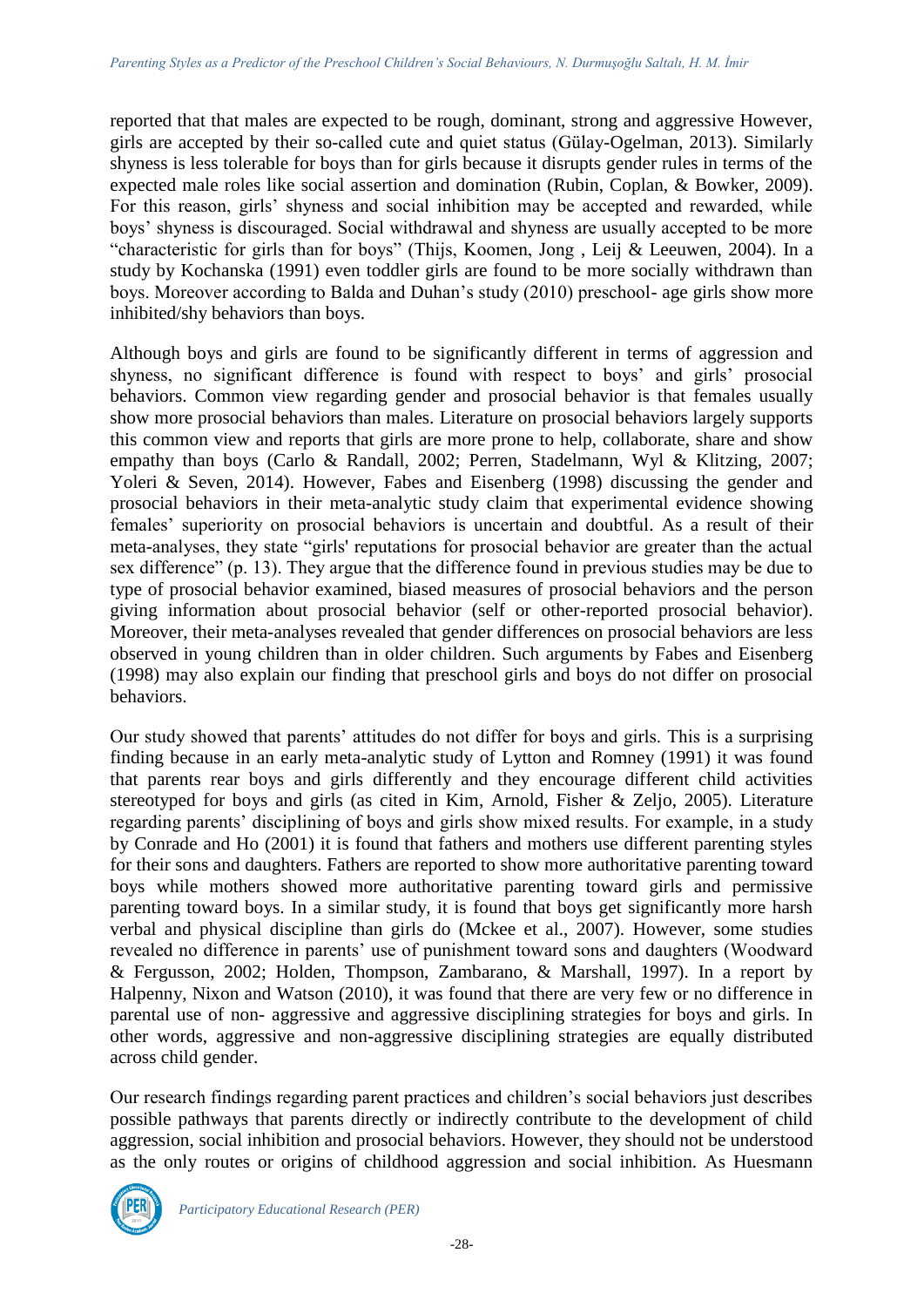reported that that males are expected to be rough, dominant, strong and aggressive However, girls are accepted by their so-called cute and quiet status (Gülay-Ogelman, 2013). Similarly shyness is less tolerable for boys than for girls because it disrupts gender rules in terms of the expected male roles like social assertion and domination (Rubin, Coplan, & Bowker, 2009). For this reason, girls' shyness and social inhibition may be accepted and rewarded, while boys' shyness is discouraged. Social withdrawal and shyness are usually accepted to be more "characteristic for girls than for boys" (Thijs, Koomen, Jong , Leij & Leeuwen, 2004). In a study by Kochanska (1991) even toddler girls are found to be more socially withdrawn than boys. Moreover according to Balda and Duhan's study (2010) preschool- age girls show more inhibited/shy behaviors than boys.

Although boys and girls are found to be significantly different in terms of aggression and shyness, no significant difference is found with respect to boys' and girls' prosocial behaviors. Common view regarding gender and prosocial behavior is that females usually show more prosocial behaviors than males. Literature on prosocial behaviors largely supports this common view and reports that girls are more prone to help, collaborate, share and show empathy than boys (Carlo & Randall, 2002; Perren, Stadelmann, Wyl & Klitzing, 2007; Yoleri & Seven, 2014). However, Fabes and Eisenberg (1998) discussing the gender and prosocial behaviors in their meta-analytic study claim that experimental evidence showing females' superiority on prosocial behaviors is uncertain and doubtful. As a result of their meta-analyses, they state "girls' reputations for prosocial behavior are greater than the actual sex difference" (p. 13). They argue that the difference found in previous studies may be due to type of prosocial behavior examined, biased measures of prosocial behaviors and the person giving information about prosocial behavior (self or other-reported prosocial behavior). Moreover, their meta-analyses revealed that gender differences on prosocial behaviors are less observed in young children than in older children. Such arguments by Fabes and Eisenberg (1998) may also explain our finding that preschool girls and boys do not differ on prosocial behaviors.

Our study showed that parents' attitudes do not differ for boys and girls. This is a surprising finding because in an early meta-analytic study of Lytton and Romney (1991) it was found that parents rear boys and girls differently and they encourage different child activities stereotyped for boys and girls (as cited in Kim, Arnold, Fisher & Zeljo, 2005). Literature regarding parents' disciplining of boys and girls show mixed results. For example, in a study by Conrade and Ho (2001) it is found that fathers and mothers use different parenting styles for their sons and daughters. Fathers are reported to show more authoritative parenting toward boys while mothers showed more authoritative parenting toward girls and permissive parenting toward boys. In a similar study, it is found that boys get significantly more harsh verbal and physical discipline than girls do (Mckee et al., 2007). However, some studies revealed no difference in parents' use of punishment toward sons and daughters (Woodward & Fergusson, 2002; Holden, Thompson, Zambarano, & Marshall, 1997). In a report by Halpenny, Nixon and Watson (2010), it was found that there are very few or no difference in parental use of non- aggressive and aggressive disciplining strategies for boys and girls. In other words, aggressive and non-aggressive disciplining strategies are equally distributed across child gender.

Our research findings regarding parent practices and children's social behaviors just describes possible pathways that parents directly or indirectly contribute to the development of child aggression, social inhibition and prosocial behaviors. However, they should not be understood as the only routes or origins of childhood aggression and social inhibition. As Huesmann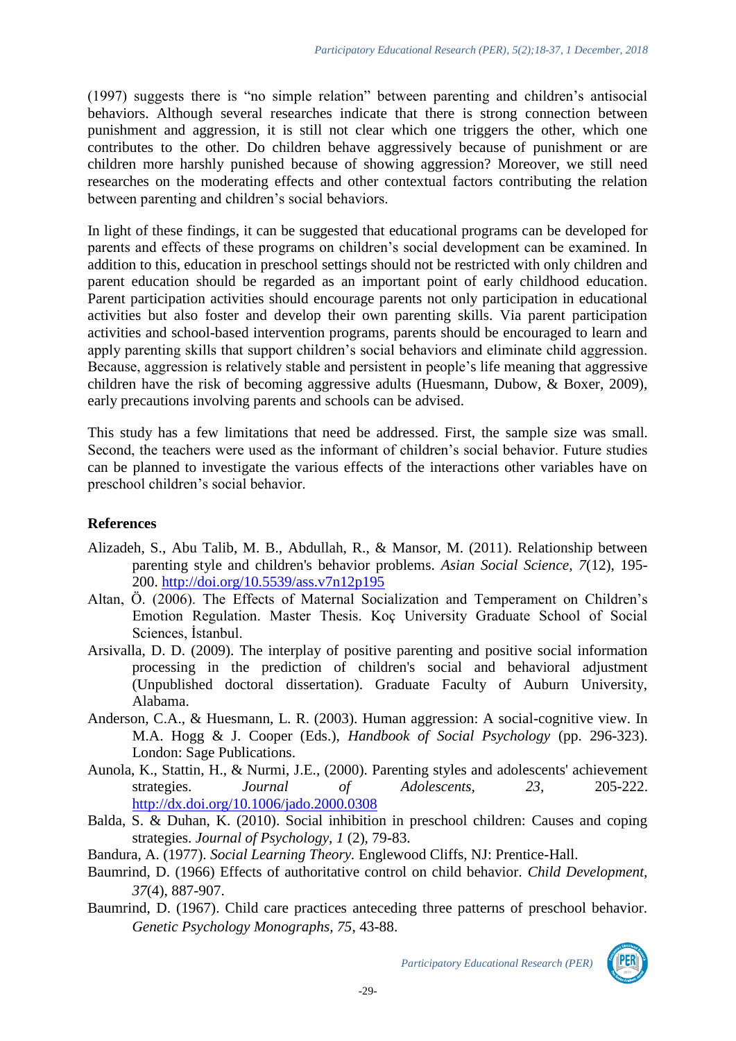(1997) suggests there is "no simple relation" between parenting and children's antisocial behaviors. Although several researches indicate that there is strong connection between punishment and aggression, it is still not clear which one triggers the other, which one contributes to the other. Do children behave aggressively because of punishment or are children more harshly punished because of showing aggression? Moreover, we still need researches on the moderating effects and other contextual factors contributing the relation between parenting and children's social behaviors.

In light of these findings, it can be suggested that educational programs can be developed for parents and effects of these programs on children's social development can be examined. In addition to this, education in preschool settings should not be restricted with only children and parent education should be regarded as an important point of early childhood education. Parent participation activities should encourage parents not only participation in educational activities but also foster and develop their own parenting skills. Via parent participation activities and school-based intervention programs, parents should be encouraged to learn and apply parenting skills that support children's social behaviors and eliminate child aggression. Because, aggression is relatively stable and persistent in people's life meaning that aggressive children have the risk of becoming aggressive adults (Huesmann, Dubow, & Boxer, 2009), early precautions involving parents and schools can be advised.

This study has a few limitations that need be addressed. First, the sample size was small. Second, the teachers were used as the informant of children's social behavior. Future studies can be planned to investigate the various effects of the interactions other variables have on preschool children's social behavior.

## References

Alizadeh, S., Abu Talib, M. B., Abdullah, R., & Mansor, M. (2011). Relationship between parenting style and children's behavior problems. *Asian Social Science, 7*(12), 195-200. http://doi.org/10.5539/ass.v7n12p195

Altan, Ö. (2006). The Effects of Maternal Socialization and Temperament on Children's Emotion Regulation. Master Thesis. Koç University Graduate School of Social Sciences, İstanbul.

Arsivalla, D. D. (2009). The interplay of positive parenting and positive social information processing in the prediction of children's social and behavioral adjustment (Unpublished doctoral dissertation). Graduate Faculty of Auburn University, Alabama.

Anderson, C.A., & Huesmann, L. R. (2003). Human aggression: A social-cognitive view. In M.A. Hogg & J. Cooper (Eds.), *Handbook of Social Psychology* (pp. 296-323). London: Sage Publications.

Aunola, K., Stattin, H., & Nurmi, J.E., (2000). Parenting styles and adolescents' achievement strategies. *Journal of Adolescents, 23,* 205-222. http://dx.doi.org/10.1006/jado.2000.0308

Balda, S. & Duhan, K. (2010). Social inhibition in preschool children: Causes and coping strategies. *Journal of Psychology, 1* (2), 79-83.

Bandura, A. (1977). *Social Learning Theory.* Englewood Cliffs, NJ: Prentice-Hall.

Baumrind, D. (1966) Effects of authoritative control on child behavior. *Child Development, 37*(4), 887-907.

Baumrind, D. (1967). Child care practices anteceding three patterns of preschool behavior. *Genetic Psychology Monographs, 75*, 43-88.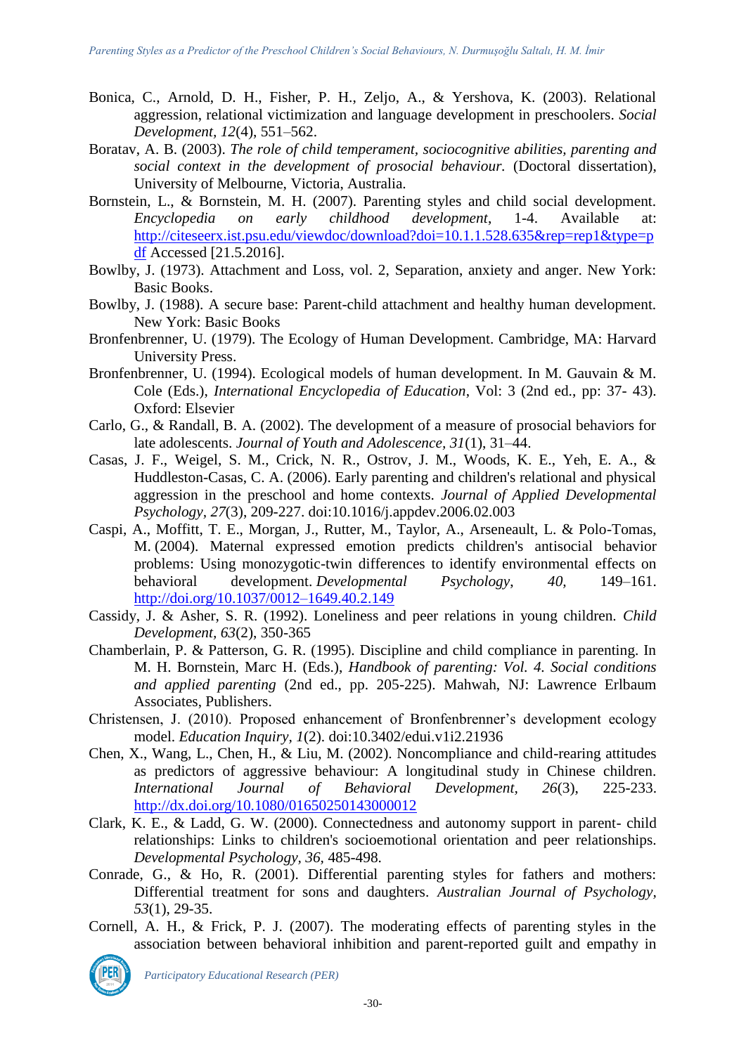Bonica, C., Arnold, D. H., Fisher, P. H., Zeljo, A., & Yershova, K. (2003). Relational aggression, relational victimization and language development in preschoolers. *Social Development, 12*(4), 551–562.

Boratav, A. B. (2003). *The role of child temperament, sociocognitive abilities, parenting and social context in the development of prosocial behaviour.* (Doctoral dissertation), University of Melbourne, Victoria, Australia.

Bornstein, L., & Bornstein, M. H. (2007). Parenting styles and child social development. *Encyclopedia on early childhood development*, 1-4. Available at: [http://citeseerx.ist.psu.edu/viewdoc/download?doi=10.1.1.528.635&rep=rep1&type=pdf](http://citeseerx.ist.psu.edu/viewdoc/download?doi=10.1.1.528.635&rep=rep1&type=pdf) Accessed [21.5.2016].

Bowlby, J. (1973). Attachment and Loss, vol. 2, Separation, anxiety and anger. New York: Basic Books.

Bowlby, J. (1988). A secure base: Parent-child attachment and healthy human development. New York: Basic Books

Bronfenbrenner, U. (1979). The Ecology of Human Development. Cambridge, MA: Harvard University Press.

Bronfenbrenner, U. (1994). Ecological models of human development. In M. Gauvain & M. Cole (Eds.), *International Encyclopedia of Education*, Vol: 3 (2nd ed., pp: 37- 43). Oxford: Elsevier

Carlo, G., & Randall, B. A. (2002). The development of a measure of prosocial behaviors for late adolescents. *Journal of Youth and Adolescence, 31*(1), 31–44.

Casas, J. F., Weigel, S. M., Crick, N. R., Ostrov, J. M., Woods, K. E., Yeh, E. A., & Huddleston-Casas, C. A. (2006). Early parenting and children's relational and physical aggression in the preschool and home contexts. *Journal of Applied Developmental Psychology, 27*(3), 209-227. doi:10.1016/j.appdev.2006.02.003

Caspi, A., Moffitt, T. E., Morgan, J., Rutter, M., Taylor, A., Arseneault, L. & Polo-Tomas, M. (2004). Maternal expressed emotion predicts children's antisocial behavior problems: Using monozygotic-twin differences to identify environmental effects on behavioral development. *Developmental Psychology*, *40,* 149–161. [http://doi.org/10.1037/0012–1649.40.2.149](http://doi.org/10.1037/0012–1649.40.2.149)

Cassidy, J. & Asher, S. R. (1992). Loneliness and peer relations in young children. *Child Development, 63*(2), 350-365

Chamberlain, P. & Patterson, G. R. (1995). Discipline and child compliance in parenting. In M. H. Bornstein, Marc H. (Eds.), *Handbook of parenting: Vol. 4. Social conditions and applied parenting* (2nd ed., pp. 205-225). Mahwah, NJ: Lawrence Erlbaum Associates, Publishers.

Christensen, J. (2010). Proposed enhancement of Bronfenbrenner's development ecology model. *Education Inquiry*, *1*(2). doi:10.3402/edui.v1i2.21936

Chen, X., Wang, L., Chen, H., & Liu, M. (2002). Noncompliance and child-rearing attitudes as predictors of aggressive behaviour: A longitudinal study in Chinese children. *International Journal of Behavioral Development, 26*(3), 225-233. [http://dx.doi.org/10.1080/01650250143000012](http://dx.doi.org/10.1080/01650250143000012)

Clark, K. E., & Ladd, G. W. (2000). Connectedness and autonomy support in parent- child relationships: Links to children's socioemotional orientation and peer relationships. *Developmental Psychology, 36*, 485-498.

Conrade, G., & Ho, R. (2001). Differential parenting styles for fathers and mothers: Differential treatment for sons and daughters. *Australian Journal of Psychology, 53*(1), 29-35.

Cornell, A. H., & Frick, P. J. (2007). The moderating effects of parenting styles in the association between behavioral inhibition and parent-reported guilt and empathy in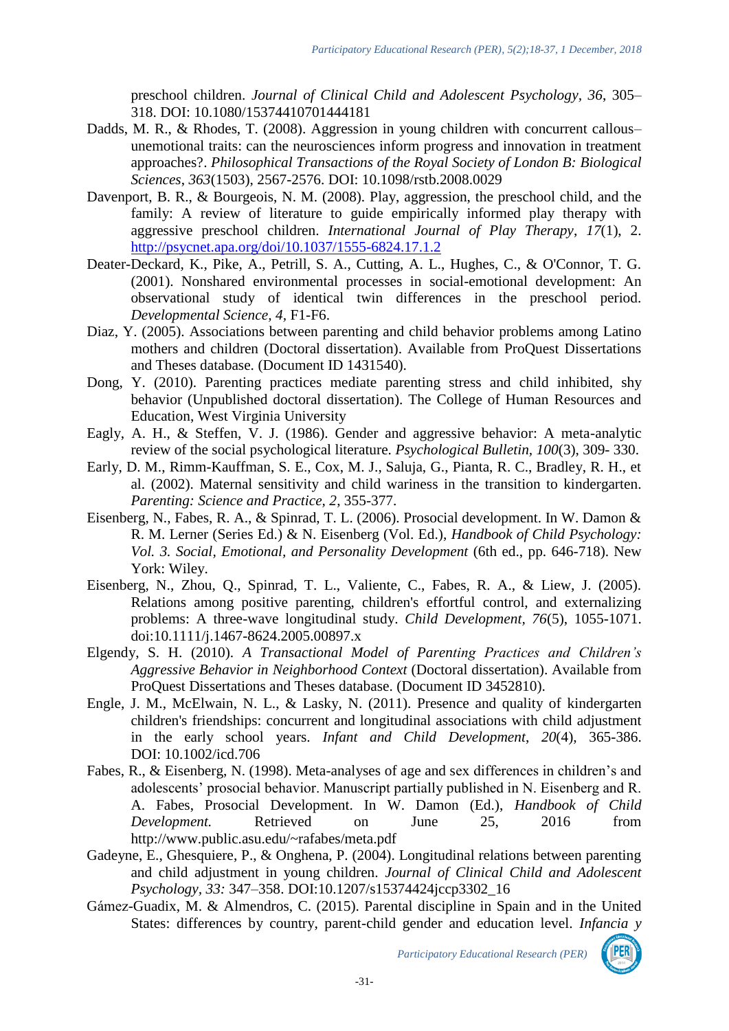preschool children. *Journal of Clinical Child and Adolescent Psychology*, *36*, 305–318. DOI: 10.1080/15374410701444181

Dadds, M. R., & Rhodes, T. (2008). Aggression in young children with concurrent callous–unemotional traits: can the neurosciences inform progress and innovation in treatment approaches?. *Philosophical Transactions of the Royal Society of London B: Biological Sciences*, *363*(1503), 2567-2576. DOI: 10.1098/rstb.2008.0029

Davenport, B. R., & Bourgeois, N. M. (2008). Play, aggression, the preschool child, and the family: A review of literature to guide empirically informed play therapy with aggressive preschool children. *International Journal of Play Therapy*, *17*(1), 2. http://psycnet.apa.org/doi/10.1037/1555-6824.17.1.2

Deater-Deckard, K., Pike, A., Petrill, S. A., Cutting, A. L., Hughes, C., & O'Connor, T. G. (2001). Nonshared environmental processes in social-emotional development: An observational study of identical twin differences in the preschool period. *Developmental Science, 4,* F1-F6.

Diaz, Y. (2005). Associations between parenting and child behavior problems among Latino mothers and children (Doctoral dissertation). Available from ProQuest Dissertations and Theses database. (Document ID 1431540).

Dong, Y. (2010). Parenting practices mediate parenting stress and child inhibited, shy behavior (Unpublished doctoral dissertation). The College of Human Resources and Education, West Virginia University

Eagly, A. H., & Steffen, V. J. (1986). Gender and aggressive behavior: A meta-analytic review of the social psychological literature. *Psychological Bulletin*, *100*(3), 309- 330.

Early, D. M., Rimm-Kauffman, S. E., Cox, M. J., Saluja, G., Pianta, R. C., Bradley, R. H., et al. (2002). Maternal sensitivity and child wariness in the transition to kindergarten. *Parenting: Science and Practice*, *2*, 355-377.

Eisenberg, N., Fabes, R. A., & Spinrad, T. L. (2006). Prosocial development. In W. Damon & R. M. Lerner (Series Ed.) & N. Eisenberg (Vol. Ed.), *Handbook of Child Psychology: Vol. 3. Social, Emotional, and Personality Development* (6th ed., pp. 646-718). New York: Wiley.

Eisenberg, N., Zhou, Q., Spinrad, T. L., Valiente, C., Fabes, R. A., & Liew, J. (2005). Relations among positive parenting, children's effortful control, and externalizing problems: A three-wave longitudinal study. *Child Development*, *76*(5), 1055-1071. doi:10.1111/j.1467-8624.2005.00897.x

Elgendy, S. H. (2010). *A Transactional Model of Parenting Practices and Children's Aggressive Behavior in Neighborhood Context* (Doctoral dissertation). Available from ProQuest Dissertations and Theses database. (Document ID 3452810).

Engle, J. M., McElwain, N. L., & Lasky, N. (2011). Presence and quality of kindergarten children's friendships: concurrent and longitudinal associations with child adjustment in the early school years. *Infant and Child Development*, *20*(4), 365-386. DOI: 10.1002/icd.706

Fabes, R., & Eisenberg, N. (1998). Meta-analyses of age and sex differences in children's and adolescents' prosocial behavior. Manuscript partially published in N. Eisenberg and R. A. Fabes, Prosocial Development. In W. Damon (Ed.), *Handbook of Child Development.* Retrieved on June 25, 2016 from http://www.public.asu.edu/~rafabes/meta.pdf

Gadeyne, E., Ghesquiere, P., & Onghena, P. (2004). Longitudinal relations between parenting and child adjustment in young children. *Journal of Clinical Child and Adolescent Psychology*, *33:* 347–358. DOI:10.1207/s15374424jccp3302_16

Gámez-Guadix, M. & Almendros, C. (2015). Parental discipline in Spain and in the United States: differences by country, parent-child gender and education level. *Infancia y*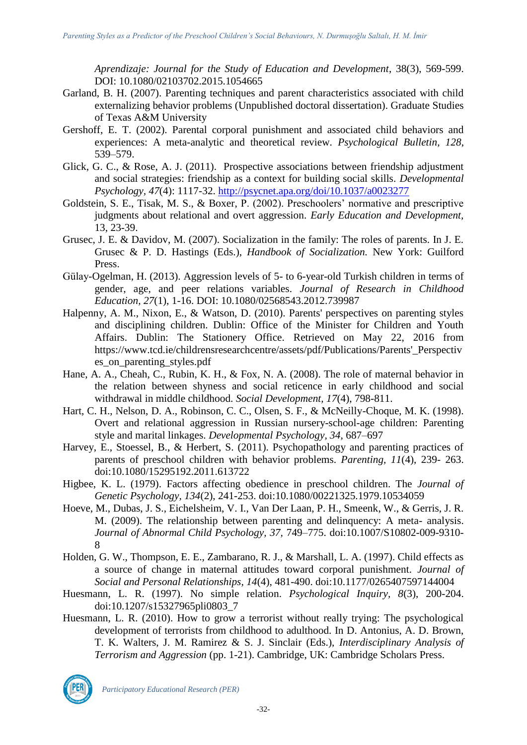*Aprendizaje: Journal for the Study of Education and Development*, 38(3), 569-599. DOI: 10.1080/02103702.2015.1054665

Garland, B. H. (2007). Parenting techniques and parent characteristics associated with child externalizing behavior problems (Unpublished doctoral dissertation). Graduate Studies of Texas A&M University

Gershoff, E. T. (2002). Parental corporal punishment and associated child behaviors and experiences: A meta-analytic and theoretical review. *Psychological Bulletin, 128*, 539–579.

Glick, G. C., & Rose, A. J. (2011). Prospective associations between friendship adjustment and social strategies: friendship as a context for building social skills. *Developmental Psychology, 47*(4): 1117-32. http://psycnet.apa.org/doi/10.1037/a0023277

Goldstein, S. E., Tisak, M. S., & Boxer, P. (2002). Preschoolers' normative and prescriptive judgments about relational and overt aggression. *Early Education and Development,* 13, 23-39.

Grusec, J. E. & Davidov, M. (2007). Socialization in the family: The roles of parents. In J. E. Grusec & P. D. Hastings (Eds.), *Handbook of Socialization.* New York: Guilford Press.

Gülay-Ogelman, H. (2013). Aggression levels of 5- to 6-year-old Turkish children in terms of gender, age, and peer relations variables. *Journal of Research in Childhood Education, 27*(1), 1-16. DOI: 10.1080/02568543.2012.739987

Halpenny, A. M., Nixon, E., & Watson, D. (2010). Parents' perspectives on parenting styles and disciplining children. Dublin: Office of the Minister for Children and Youth Affairs. Dublin: The Stationery Office. Retrieved on May 22, 2016 from https://www.tcd.ie/childrensresearchcentre/assets/pdf/Publications/Parents'_Perspectives_on_parenting_styles.pdf

Hane, A. A., Cheah, C., Rubin, K. H., & Fox, N. A. (2008). The role of maternal behavior in the relation between shyness and social reticence in early childhood and social withdrawal in middle childhood. *Social Development, 17*(4), 798-811.

Hart, C. H., Nelson, D. A., Robinson, C. C., Olsen, S. F., & McNeilly-Choque, M. K. (1998). Overt and relational aggression in Russian nursery-school-age children: Parenting style and marital linkages. *Developmental Psychology, 34*, 687–697

Harvey, E., Stoessel, B., & Herbert, S. (2011). Psychopathology and parenting practices of parents of preschool children with behavior problems. *Parenting, 11*(4), 239- 263. doi:10.1080/15295192.2011.613722

Higbee, K. L. (1979). Factors affecting obedience in preschool children. The *Journal of Genetic Psychology, 134*(2), 241-253. doi:10.1080/00221325.1979.10534059

Hoeve, M., Dubas, J. S., Eichelsheim, V. I., Van Der Laan, P. H., Smeenk, W., & Gerris, J. R. M. (2009). The relationship between parenting and delinquency: A meta- analysis. *Journal of Abnormal Child Psychology, 37,* 749–775. doi:10.1007/S10802-009-9310-8

Holden, G. W., Thompson, E. E., Zambarano, R. J., & Marshall, L. A. (1997). Child effects as a source of change in maternal attitudes toward corporal punishment. *Journal of Social and Personal Relationships, 14*(4), 481-490. doi:10.1177/0265407597144004

Huesmann, L. R. (1997). No simple relation. *Psychological Inquiry, 8*(3), 200-204. doi:10.1207/s15327965pli0803_7

Huesmann, L. R. (2010). How to grow a terrorist without really trying: The psychological development of terrorists from childhood to adulthood. In D. Antonius, A. D. Brown, T. K. Walters, J. M. Ramirez & S. J. Sinclair (Eds.), *Interdisciplinary Analysis of Terrorism and Aggression* (pp. 1-21). Cambridge, UK: Cambridge Scholars Press.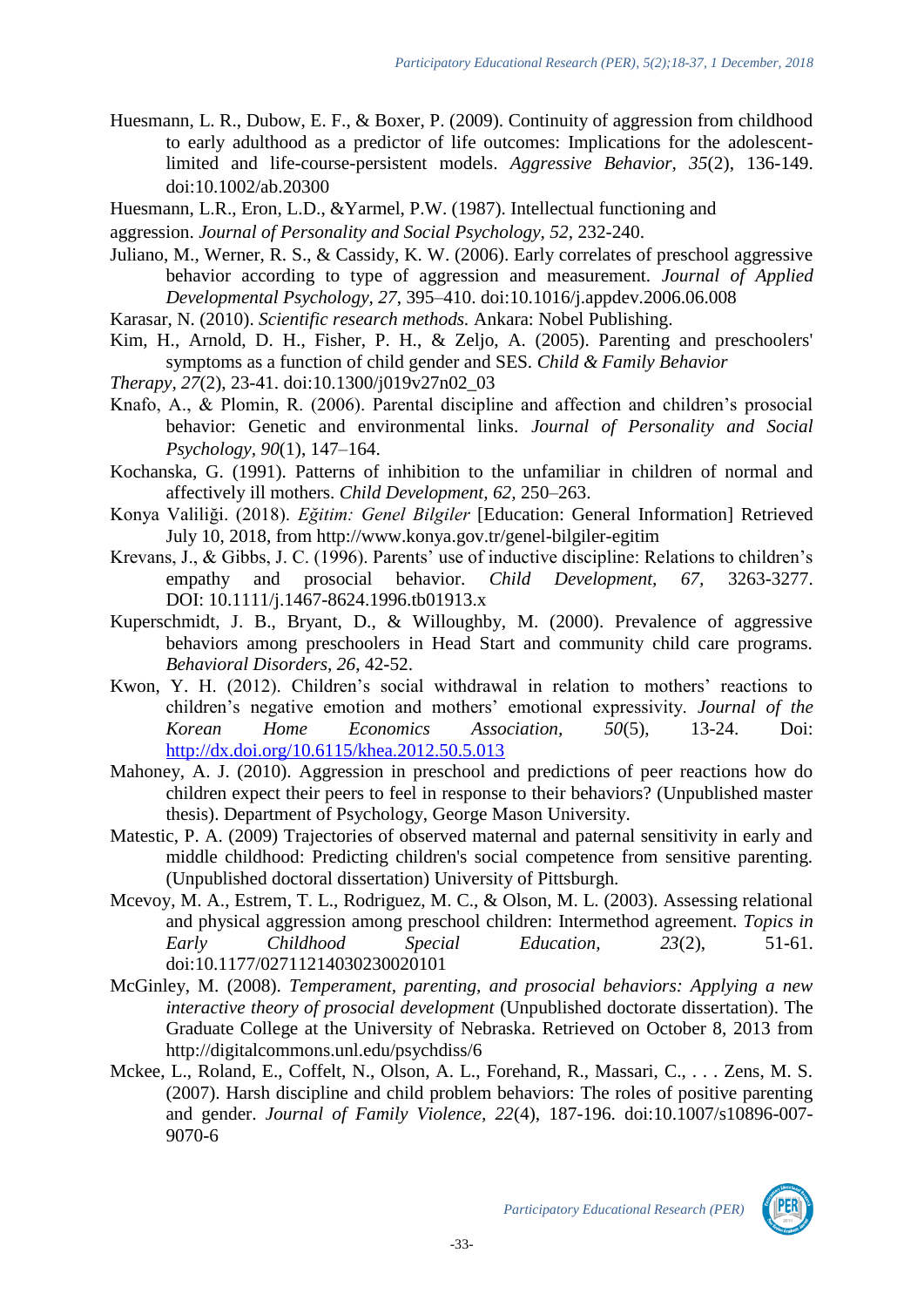Huesmann, L. R., Dubow, E. F., & Boxer, P. (2009). Continuity of aggression from childhood to early adulthood as a predictor of life outcomes: Implications for the adolescent-limited and life-course-persistent models. *Aggressive Behavior, 35*(2), 136-149. doi:10.1002/ab.20300

Huesmann, L.R., Eron, L.D., &Yarmel, P.W. (1987). Intellectual functioning and aggression. *Journal of Personality and Social Psychology, 52,* 232-240.

Juliano, M., Werner, R. S., & Cassidy, K. W. (2006). Early correlates of preschool aggressive behavior according to type of aggression and measurement. *Journal of Applied Developmental Psychology, 27*, 395–410. doi:10.1016/j.appdev.2006.06.008

Karasar, N. (2010). *Scientific research methods.* Ankara: Nobel Publishing.

Kim, H., Arnold, D. H., Fisher, P. H., & Zeljo, A. (2005). Parenting and preschoolers' symptoms as a function of child gender and SES. *Child & Family Behavior Therapy, 27*(2), 23-41. doi:10.1300/j019v27n02_03

Knafo, A., & Plomin, R. (2006). Parental discipline and affection and children's prosocial behavior: Genetic and environmental links. *Journal of Personality and Social Psychology, 90*(1), 147–164.

Kochanska, G. (1991). Patterns of inhibition to the unfamiliar in children of normal and affectively ill mothers. *Child Development, 62,* 250–263.

Konya Valiliği. (2018). *Eğitim: Genel Bilgiler* [Education: General Information] Retrieved July 10, 2018, from http://www.konya.gov.tr/genel-bilgiler-egitim

Krevans, J., & Gibbs, J. C. (1996). Parents' use of inductive discipline: Relations to children's empathy and prosocial behavior. *Child Development, 67,* 3263-3277. DOI: 10.1111/j.1467-8624.1996.tb01913.x

Kuperschmidt, J. B., Bryant, D., & Willoughby, M. (2000). Prevalence of aggressive behaviors among preschoolers in Head Start and community child care programs. *Behavioral Disorders, 26*, 42-52.

Kwon, Y. H. (2012). Children's social withdrawal in relation to mothers' reactions to children's negative emotion and mothers' emotional expressivity. *Journal of the Korean Home Economics Association, 50*(5), 13-24. Doi: http://dx.doi.org/10.6115/khea.2012.50.5.013

Mahoney, A. J. (2010). Aggression in preschool and predictions of peer reactions how do children expect their peers to feel in response to their behaviors? (Unpublished master thesis). Department of Psychology, George Mason University.

Matestic, P. A. (2009) Trajectories of observed maternal and paternal sensitivity in early and middle childhood: Predicting children's social competence from sensitive parenting. (Unpublished doctoral dissertation) University of Pittsburgh.

Mcevoy, M. A., Estrem, T. L., Rodriguez, M. C., & Olson, M. L. (2003). Assessing relational and physical aggression among preschool children: Intermethod agreement. *Topics in Early Childhood Special Education, 23*(2), 51-61. doi:10.1177/02711214030230020101

McGinley, M. (2008). *Temperament, parenting, and prosocial behaviors: Applying a new interactive theory of prosocial development* (Unpublished doctorate dissertation). The Graduate College at the University of Nebraska. Retrieved on October 8, 2013 from http://digitalcommons.unl.edu/psychdiss/6

Mckee, L., Roland, E., Coffelt, N., Olson, A. L., Forehand, R., Massari, C., . . . Zens, M. S. (2007). Harsh discipline and child problem behaviors: The roles of positive parenting and gender. *Journal of Family Violence, 22*(4), 187-196. doi:10.1007/s10896-007-9070-6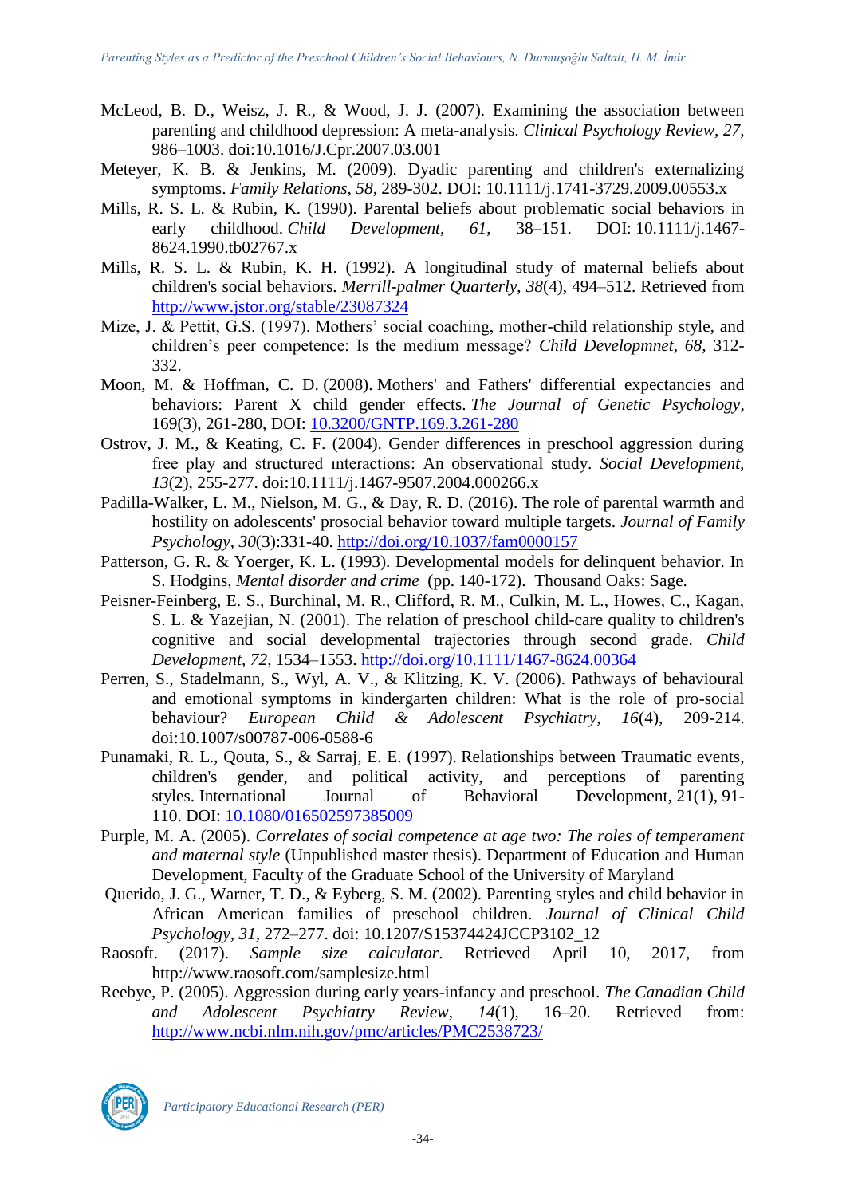McLeod, B. D., Weisz, J. R., & Wood, J. J. (2007). Examining the association between parenting and childhood depression: A meta-analysis. *Clinical Psychology Review, 27,* 986–1003. doi:10.1016/J.Cpr.2007.03.001

Meteyer, K. B. & Jenkins, M. (2009). Dyadic parenting and children's externalizing symptoms. *Family Relations, 58,* 289-302. DOI: 10.1111/j.1741-3729.2009.00553.x

Mills, R. S. L. & Rubin, K. (1990). Parental beliefs about problematic social behaviors in early childhood. *Child Development, 61*, 38–151. DOI: 10.1111/j.1467-8624.1990.tb02767.x

Mills, R. S. L. & Rubin, K. H. (1992). A longitudinal study of maternal beliefs about children's social behaviors. *Merrill-palmer Quarterly*, *38*(4), 494–512. Retrieved from http://www.jstor.org/stable/23087324

Mize, J. & Pettit, G.S. (1997). Mothers' social coaching, mother-child relationship style, and children's peer competence: Is the medium message? *Child Developmnet, 68,* 312-332.

Moon, M. & Hoffman, C. D. (2008). Mothers' and Fathers' differential expectancies and behaviors: Parent X child gender effects. *The Journal of Genetic Psychology*, 169(3), 261-280, DOI: 10.3200/GNTP.169.3.261-280

Ostrov, J. M., & Keating, C. F. (2004). Gender differences in preschool aggression during free play and structured ınteractions: An observational study. *Social Development, 13*(2), 255-277. doi:10.1111/j.1467-9507.2004.000266.x

Padilla-Walker, L. M., Nielson, M. G., & Day, R. D. (2016). The role of parental warmth and hostility on adolescents' prosocial behavior toward multiple targets. *Journal of Family Psychology*, *30*(3):331-40. http://doi.org/10.1037/fam0000157

Patterson, G. R. & Yoerger, K. L. (1993). Developmental models for delinquent behavior. In S. Hodgins, *Mental disorder and crime* (pp. 140-172). Thousand Oaks: Sage.

Peisner-Feinberg, E. S., Burchinal, M. R., Clifford, R. M., Culkin, M. L., Howes, C., Kagan, S. L. & Yazejian, N. (2001). The relation of preschool child-care quality to children's cognitive and social developmental trajectories through second grade. *Child Development, 72,* 1534–1553. http://doi.org/10.1111/1467-8624.00364

Perren, S., Stadelmann, S., Wyl, A. V., & Klitzing, K. V. (2006). Pathways of behavioural and emotional symptoms in kindergarten children: What is the role of pro-social behaviour? *European Child & Adolescent Psychiatry, 16*(4), 209-214. doi:10.1007/s00787-006-0588-6

Punamaki, R. L., Qouta, S., & Sarraj, E. E. (1997). Relationships between Traumatic events, children's gender, and political activity, and perceptions of parenting styles. International Journal of Behavioral Development, 21(1), 91-110. DOI: 10.1080/016502597385009

Purple, M. A. (2005). *Correlates of social competence at age two: The roles of temperament and maternal style* (Unpublished master thesis). Department of Education and Human Development, Faculty of the Graduate School of the University of Maryland

Querido, J. G., Warner, T. D., & Eyberg, S. M. (2002). Parenting styles and child behavior in African American families of preschool children. *Journal of Clinical Child Psychology, 31*, 272–277. doi: 10.1207/S15374424JCCP3102_12

Raosoft. (2017). *Sample size calculator*. Retrieved April 10, 2017, from http://www.raosoft.com/samplesize.html

Reebye, P. (2005). Aggression during early years-infancy and preschool. *The Canadian Child and Adolescent Psychiatry Review*, *14*(1), 16–20. Retrieved from: http://www.ncbi.nlm.nih.gov/pmc/articles/PMC2538723/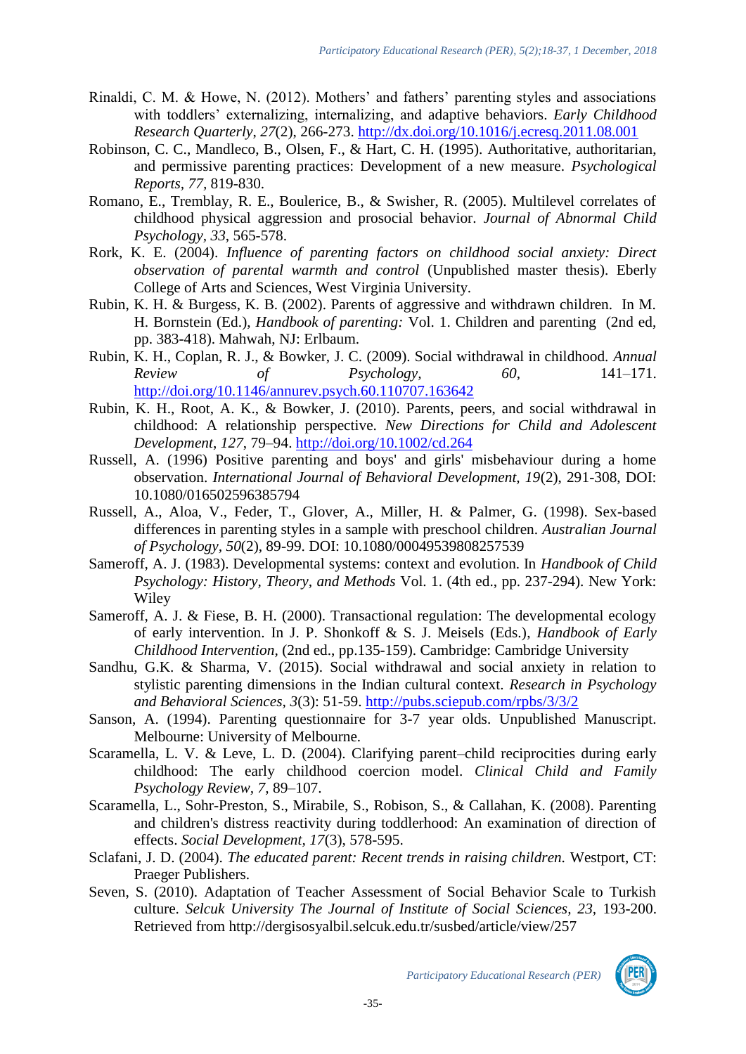Rinaldi, C. M. & Howe, N. (2012). Mothers' and fathers' parenting styles and associations with toddlers' externalizing, internalizing, and adaptive behaviors. *Early Childhood Research Quarterly*, *27*(2), 266-273. http://dx.doi.org/10.1016/j.ecresq.2011.08.001

Robinson, C. C., Mandleco, B., Olsen, F., & Hart, C. H. (1995). Authoritative, authoritarian, and permissive parenting practices: Development of a new measure. *Psychological Reports*, *77*, 819-830.

Romano, E., Tremblay, R. E., Boulerice, B., & Swisher, R. (2005). Multilevel correlates of childhood physical aggression and prosocial behavior. *Journal of Abnormal Child Psychology, 33*, 565-578.

Rork, K. E. (2004). *Influence of parenting factors on childhood social anxiety: Direct observation of parental warmth and control* (Unpublished master thesis). Eberly College of Arts and Sciences, West Virginia University.

Rubin, K. H. & Burgess, K. B. (2002). Parents of aggressive and withdrawn children. In M. H. Bornstein (Ed.), *Handbook of parenting:* Vol. 1. Children and parenting (2nd ed, pp. 383-418). Mahwah, NJ: Erlbaum.

Rubin, K. H., Coplan, R. J., & Bowker, J. C. (2009). Social withdrawal in childhood. *Annual Review of Psychology*, *60*, 141–171. http://doi.org/10.1146/annurev.psych.60.110707.163642

Rubin, K. H., Root, A. K., & Bowker, J. (2010). Parents, peers, and social withdrawal in childhood: A relationship perspective. *New Directions for Child and Adolescent Development*, *127*, 79–94. http://doi.org/10.1002/cd.264

Russell, A. (1996) Positive parenting and boys' and girls' misbehaviour during a home observation. *International Journal of Behavioral Development, 19*(2), 291-308, DOI: 10.1080/016502596385794

Russell, A., Aloa, V., Feder, T., Glover, A., Miller, H. & Palmer, G. (1998). Sex-based differences in parenting styles in a sample with preschool children. *Australian Journal of Psychology, 50*(2), 89-99. DOI: 10.1080/00049539808257539

Sameroff, A. J. (1983). Developmental systems: context and evolution. In *Handbook of Child Psychology: History, Theory, and Methods* Vol. 1. (4th ed., pp. 237-294). New York: Wiley

Sameroff, A. J. & Fiese, B. H. (2000). Transactional regulation: The developmental ecology of early intervention. In J. P. Shonkoff & S. J. Meisels (Eds.), *Handbook of Early Childhood Intervention,* (2nd ed., pp.135-159). Cambridge: Cambridge University

Sandhu, G.K. & Sharma, V. (2015). Social withdrawal and social anxiety in relation to stylistic parenting dimensions in the Indian cultural context. *Research in Psychology and Behavioral Sciences, 3*(3): 51-59. http://pubs.sciepub.com/rpbs/3/3/2

Sanson, A. (1994). Parenting questionnaire for 3-7 year olds. Unpublished Manuscript. Melbourne: University of Melbourne.

Scaramella, L. V. & Leve, L. D. (2004). Clarifying parent–child reciprocities during early childhood: The early childhood coercion model. *Clinical Child and Family Psychology Review, 7,* 89–107.

Scaramella, L., Sohr-Preston, S., Mirabile, S., Robison, S., & Callahan, K. (2008). Parenting and children's distress reactivity during toddlerhood: An examination of direction of effects. *Social Development, 17*(3), 578-595.

Sclafani, J. D. (2004). *The educated parent: Recent trends in raising children.* Westport, CT: Praeger Publishers.

Seven, S. (2010). Adaptation of Teacher Assessment of Social Behavior Scale to Turkish culture. *Selcuk University The Journal of Institute of Social Sciences, 23,* 193-200. Retrieved from http://dergisosyalbil.selcuk.edu.tr/susbed/article/view/257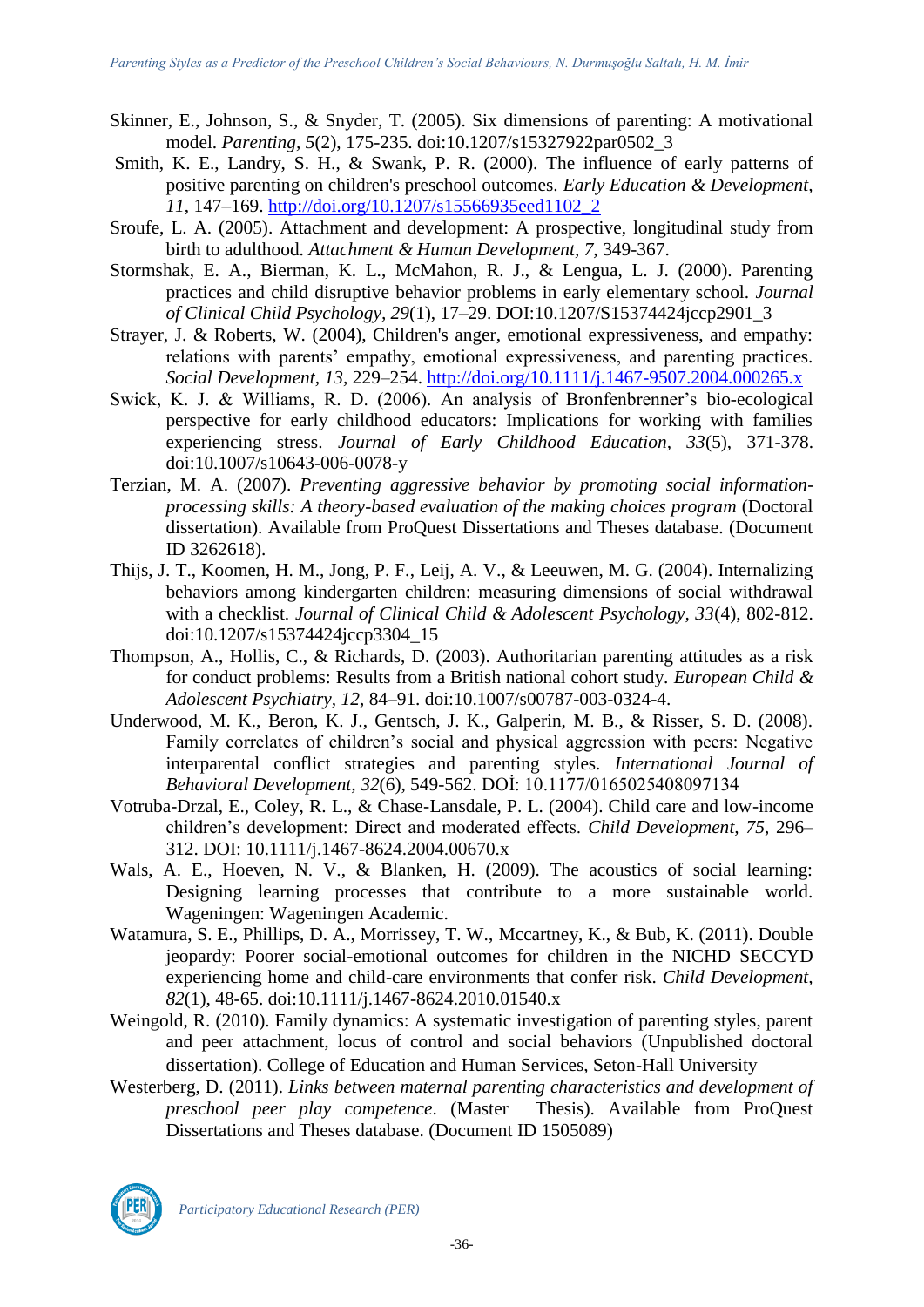Skinner, E., Johnson, S., & Snyder, T. (2005). Six dimensions of parenting: A motivational model. *Parenting, 5*(2), 175-235. doi:10.1207/s15327922par0502_3

Smith, K. E., Landry, S. H., & Swank, P. R. (2000). The influence of early patterns of positive parenting on children's preschool outcomes. *Early Education & Development, 11*, 147–169. http://doi.org/10.1207/s15566935eed1102_2

Sroufe, L. A. (2005). Attachment and development: A prospective, longitudinal study from birth to adulthood. *Attachment & Human Development, 7,* 349-367.

Stormshak, E. A., Bierman, K. L., McMahon, R. J., & Lengua, L. J. (2000). Parenting practices and child disruptive behavior problems in early elementary school. *Journal of Clinical Child Psychology, 29*(1), 17–29. DOI:10.1207/S15374424jccp2901_3

Strayer, J. & Roberts, W. (2004), Children's anger, emotional expressiveness, and empathy: relations with parents' empathy, emotional expressiveness, and parenting practices. *Social Development, 13,* 229–254. http://doi.org/10.1111/j.1467-9507.2004.000265.x

Swick, K. J. & Williams, R. D. (2006). An analysis of Bronfenbrenner's bio-ecological perspective for early childhood educators: Implications for working with families experiencing stress. *Journal of Early Childhood Education, 33*(5), 371-378. doi:10.1007/s10643-006-0078-y

Terzian, M. A. (2007). *Preventing aggressive behavior by promoting social information-processing skills: A theory-based evaluation of the making choices program* (Doctoral dissertation). Available from ProQuest Dissertations and Theses database. (Document ID 3262618).

Thijs, J. T., Koomen, H. M., Jong, P. F., Leij, A. V., & Leeuwen, M. G. (2004). Internalizing behaviors among kindergarten children: measuring dimensions of social withdrawal with a checklist. *Journal of Clinical Child & Adolescent Psychology, 33*(4), 802-812. doi:10.1207/s15374424jccp3304_15

Thompson, A., Hollis, C., & Richards, D. (2003). Authoritarian parenting attitudes as a risk for conduct problems: Results from a British national cohort study. *European Child & Adolescent Psychiatry, 12,* 84–91. doi:10.1007/s00787-003-0324-4.

Underwood, M. K., Beron, K. J., Gentsch, J. K., Galperin, M. B., & Risser, S. D. (2008). Family correlates of children's social and physical aggression with peers: Negative interparental conflict strategies and parenting styles. *International Journal of Behavioral Development, 32*(6), 549-562. DOİ: 10.1177/0165025408097134

Votruba-Drzal, E., Coley, R. L., & Chase-Lansdale, P. L. (2004). Child care and low-income children's development: Direct and moderated effects. *Child Development, 75*, 296–312. DOI: 10.1111/j.1467-8624.2004.00670.x

Wals, A. E., Hoeven, N. V., & Blanken, H. (2009). The acoustics of social learning: Designing learning processes that contribute to a more sustainable world. Wageningen: Wageningen Academic.

Watamura, S. E., Phillips, D. A., Morrissey, T. W., Mccartney, K., & Bub, K. (2011). Double jeopardy: Poorer social-emotional outcomes for children in the NICHD SECCYD experiencing home and child-care environments that confer risk. *Child Development, 82*(1), 48-65. doi:10.1111/j.1467-8624.2010.01540.x

Weingold, R. (2010). Family dynamics: A systematic investigation of parenting styles, parent and peer attachment, locus of control and social behaviors (Unpublished doctoral dissertation). College of Education and Human Services, Seton-Hall University

Westerberg, D. (2011). *Links between maternal parenting characteristics and development of preschool peer play competence*. (Master Thesis). Available from ProQuest Dissertations and Theses database. (Document ID 1505089)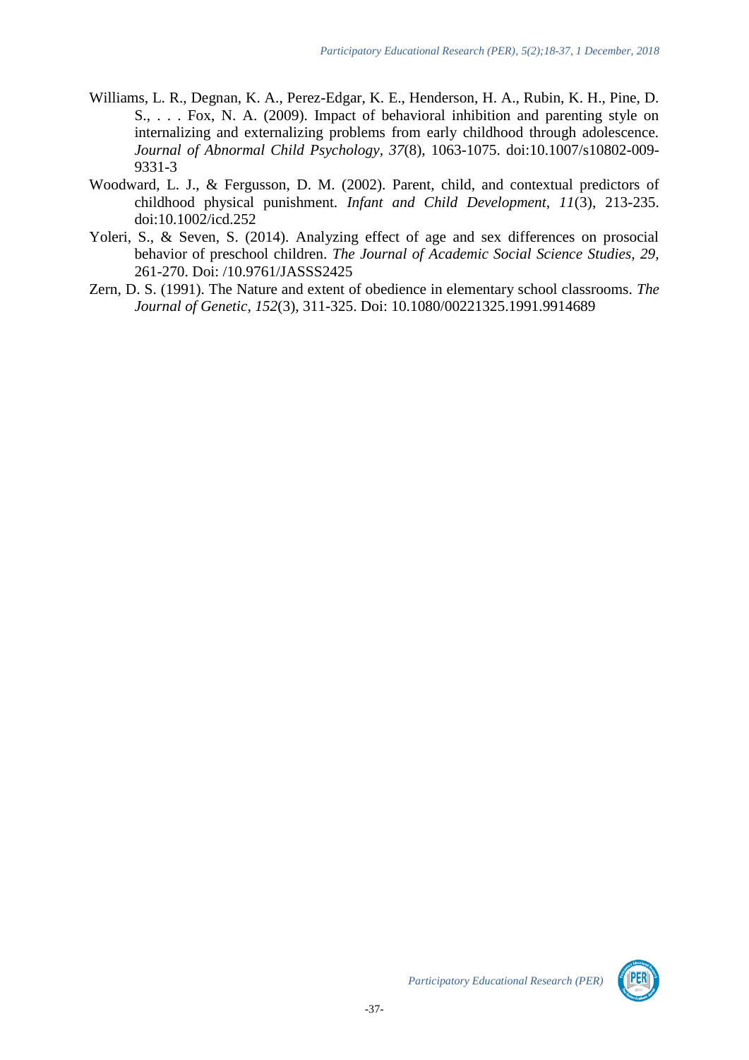Williams, L. R., Degnan, K. A., Perez-Edgar, K. E., Henderson, H. A., Rubin, K. H., Pine, D. S., . . . Fox, N. A. (2009). Impact of behavioral inhibition and parenting style on internalizing and externalizing problems from early childhood through adolescence. *Journal of Abnormal Child Psychology*, *37*(8), 1063-1075. doi:10.1007/s10802-009-9331-3

Woodward, L. J., & Fergusson, D. M. (2002). Parent, child, and contextual predictors of childhood physical punishment. *Infant and Child Development*, *11*(3), 213-235. doi:10.1002/icd.252

Yoleri, S., & Seven, S. (2014). Analyzing effect of age and sex differences on prosocial behavior of preschool children. *The Journal of Academic Social Science Studies*, *29*, 261-270. Doi: /10.9761/JASSS2425

Zern, D. S. (1991). The Nature and extent of obedience in elementary school classrooms. *The Journal of Genetic*, *152*(3), 311-325. Doi: 10.1080/00221325.1991.9914689